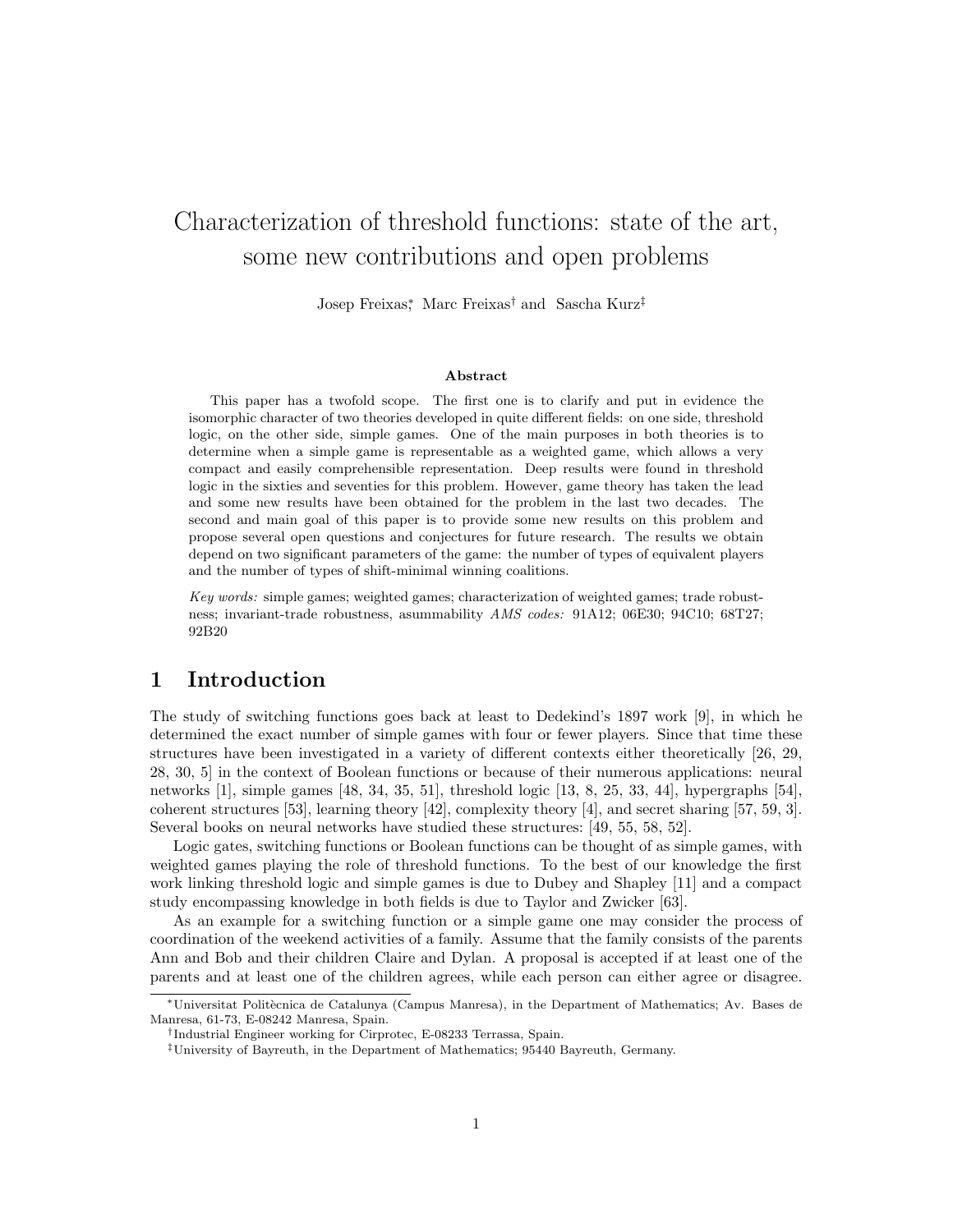# Characterization of threshold functions: state of the art, some new contributions and open problems

Josep Freixas[*], Marc Freixas[†] and Sascha Kurz[‡]

### Abstract

This paper has a twofold scope. The first one is to clarify and put in evidence the isomorphic character of two theories developed in quite different fields: on one side, threshold logic, on the other side, simple games. One of the main purposes in both theories is to determine when a simple game is representable as a weighted game, which allows a very compact and easily comprehensible representation. Deep results were found in threshold logic in the sixties and seventies for this problem. However, game theory has taken the lead and some new results have been obtained for the problem in the last two decades. The second and main goal of this paper is to provide some new results on this problem and propose several open questions and conjectures for future research. The results we obtain depend on two significant parameters of the game: the number of types of equivalent players and the number of types of shift-minimal winning coalitions.

*Key words:* simple games; weighted games; characterization of weighted games; trade robustness; invariant-trade robustness, asummability *AMS codes:* 91A12; 06E30; 94C10; 68T27; 92B20

## 1 Introduction

The study of switching functions goes back at least to Dedekind's 1897 work [9], in which he determined the exact number of simple games with four or fewer players. Since that time these structures have been investigated in a variety of different contexts either theoretically [26, 29, 28, 30, 5] in the context of Boolean functions or because of their numerous applications: neural networks [1], simple games [48, 34, 35, 51], threshold logic [13, 8, 25, 33, 44], hypergraphs [54], coherent structures [53], learning theory [42], complexity theory [4], and secret sharing [57, 59, 3]. Several books on neural networks have studied these structures: [49, 55, 58, 52].

Logic gates, switching functions or Boolean functions can be thought of as simple games, with weighted games playing the role of threshold functions. To the best of our knowledge the first work linking threshold logic and simple games is due to Dubey and Shapley [11] and a compact study encompassing knowledge in both fields is due to Taylor and Zwicker [63].

As an example for a switching function or a simple game one may consider the process of coordination of the weekend activities of a family. Assume that the family consists of the parents Ann and Bob and their children Claire and Dylan. A proposal is accepted if at least one of the parents and at least one of the children agrees, while each person can either agree or disagree.

---

[*]Universitat Politècnica de Catalunya (Campus Manresa), in the Department of Mathematics; Av. Bases de Manresa, 61-73, E-08242 Manresa, Spain.

[†]Industrial Engineer working for Cirprotec, E-08233 Terrassa, Spain.

[‡]University of Bayreuth, in the Department of Mathematics; 95440 Bayreuth, Germany.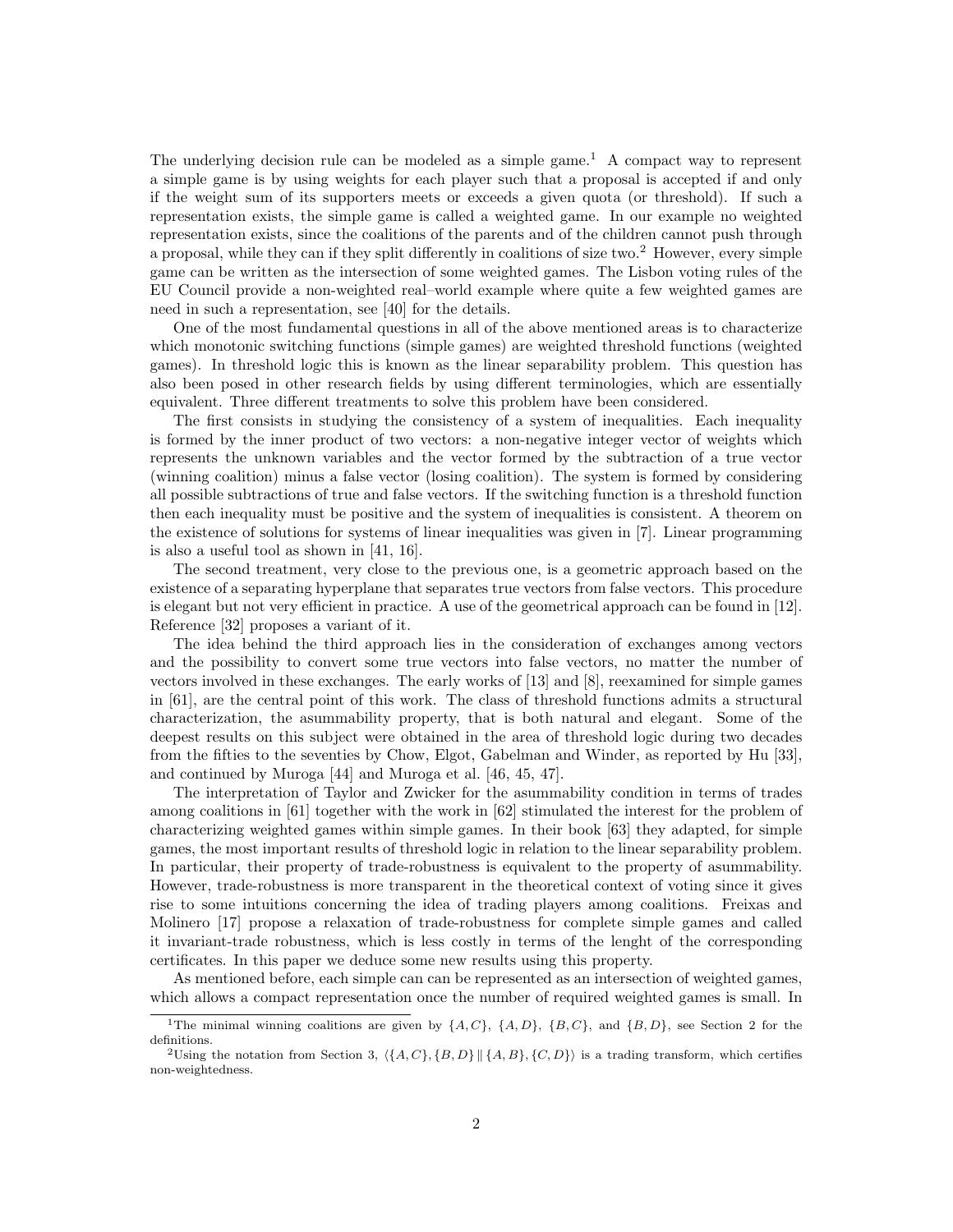The underlying decision rule can be modeled as a simple game.[1] A compact way to represent a simple game is by using weights for each player such that a proposal is accepted if and only if the weight sum of its supporters meets or exceeds a given quota (or threshold). If such a representation exists, the simple game is called a weighted game. In our example no weighted representation exists, since the coalitions of the parents and of the children cannot push through a proposal, while they can if they split differently in coalitions of size two.[2] However, every simple game can be written as the intersection of some weighted games. The Lisbon voting rules of the EU Council provide a non-weighted real–world example where quite a few weighted games are need in such a representation, see [40] for the details.

One of the most fundamental questions in all of the above mentioned areas is to characterize which monotonic switching functions (simple games) are weighted threshold functions (weighted games). In threshold logic this is known as the linear separability problem. This question has also been posed in other research fields by using different terminologies, which are essentially equivalent. Three different treatments to solve this problem have been considered.

The first consists in studying the consistency of a system of inequalities. Each inequality is formed by the inner product of two vectors: a non-negative integer vector of weights which represents the unknown variables and the vector formed by the subtraction of a true vector (winning coalition) minus a false vector (losing coalition). The system is formed by considering all possible subtractions of true and false vectors. If the switching function is a threshold function then each inequality must be positive and the system of inequalities is consistent. A theorem on the existence of solutions for systems of linear inequalities was given in [7]. Linear programming is also a useful tool as shown in [41, 16].

The second treatment, very close to the previous one, is a geometric approach based on the existence of a separating hyperplane that separates true vectors from false vectors. This procedure is elegant but not very efficient in practice. A use of the geometrical approach can be found in [12]. Reference [32] proposes a variant of it.

The idea behind the third approach lies in the consideration of exchanges among vectors and the possibility to convert some true vectors into false vectors, no matter the number of vectors involved in these exchanges. The early works of [13] and [8], reexamined for simple games in [61], are the central point of this work. The class of threshold functions admits a structural characterization, the asummability property, that is both natural and elegant. Some of the deepest results on this subject were obtained in the area of threshold logic during two decades from the fifties to the seventies by Chow, Elgot, Gabelman and Winder, as reported by Hu [33], and continued by Muroga [44] and Muroga et al. [46, 45, 47].

The interpretation of Taylor and Zwicker for the asummability condition in terms of trades among coalitions in [61] together with the work in [62] stimulated the interest for the problem of characterizing weighted games within simple games. In their book [63] they adapted, for simple games, the most important results of threshold logic in relation to the linear separability problem. In particular, their property of trade-robustness is equivalent to the property of asummability. However, trade-robustness is more transparent in the theoretical context of voting since it gives rise to some intuitions concerning the idea of trading players among coalitions. Freixas and Molinero [17] propose a relaxation of trade-robustness for complete simple games and called it invariant-trade robustness, which is less costly in terms of the lenght of the corresponding certificates. In this paper we deduce some new results using this property.

As mentioned before, each simple can can be represented as an intersection of weighted games, which allows a compact representation once the number of required weighted games is small. In

[1] The minimal winning coalitions are given by $\{A, C\}$, $\{A, D\}$, $\{B, C\}$, and $\{B, D\}$, see Section 2 for the definitions.

[2] Using the notation from Section 3, $\langle \{A, C\}, \{B, D\} \,\|\, \{A, B\}, \{C, D\} \rangle$ is a trading transform, which certifies non-weightedness.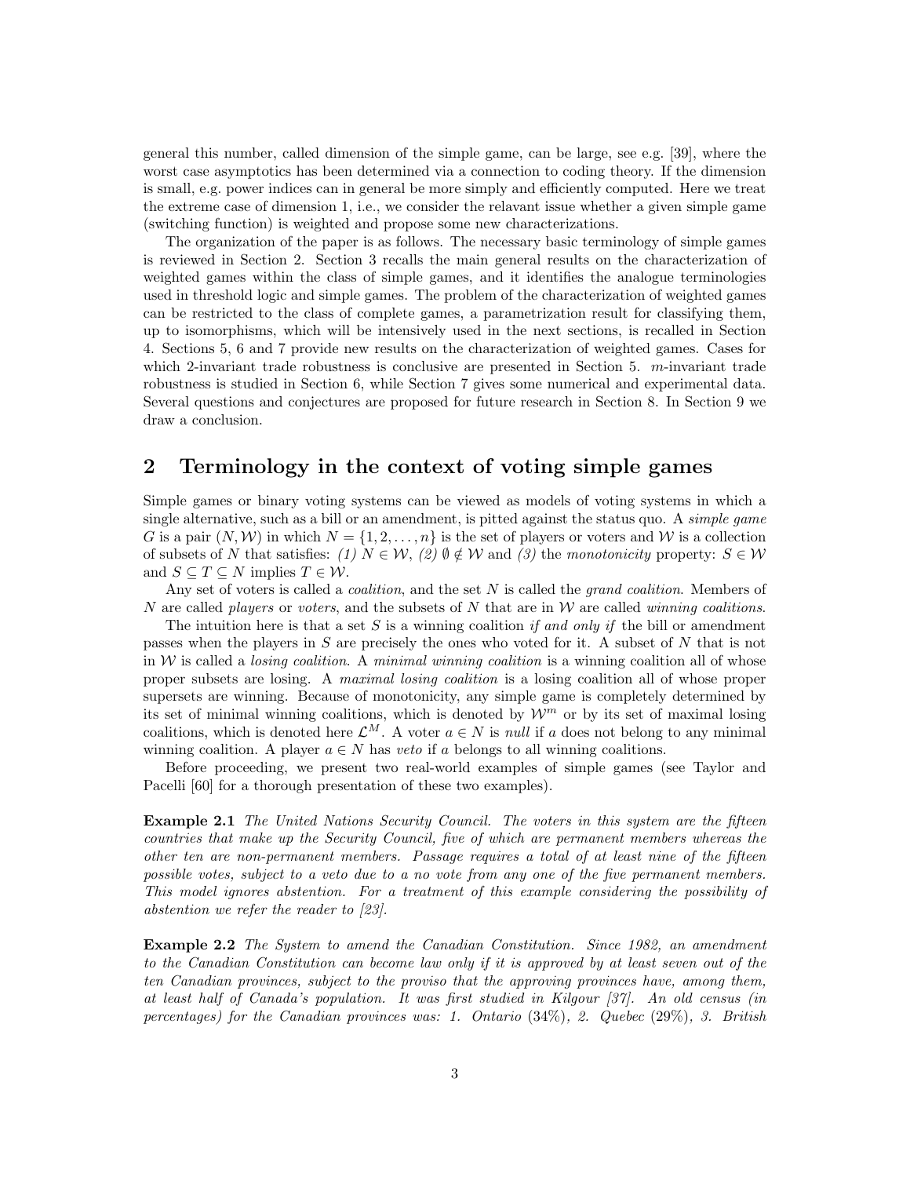general this number, called dimension of the simple game, can be large, see e.g. [39], where the worst case asymptotics has been determined via a connection to coding theory. If the dimension is small, e.g. power indices can in general be more simply and efficiently computed. Here we treat the extreme case of dimension 1, i.e., we consider the relavant issue whether a given simple game (switching function) is weighted and propose some new characterizations.

The organization of the paper is as follows. The necessary basic terminology of simple games is reviewed in Section 2. Section 3 recalls the main general results on the characterization of weighted games within the class of simple games, and it identifies the analogue terminologies used in threshold logic and simple games. The problem of the characterization of weighted games can be restricted to the class of complete games, a parametrization result for classifying them, up to isomorphisms, which will be intensively used in the next sections, is recalled in Section 4. Sections 5, 6 and 7 provide new results on the characterization of weighted games. Cases for which 2-invariant trade robustness is conclusive are presented in Section 5. $m$-invariant trade robustness is studied in Section 6, while Section 7 gives some numerical and experimental data. Several questions and conjectures are proposed for future research in Section 8. In Section 9 we draw a conclusion.

## 2 Terminology in the context of voting simple games

Simple games or binary voting systems can be viewed as models of voting systems in which a single alternative, such as a bill or an amendment, is pitted against the status quo. A *simple game* $G$ is a pair $(N, \mathcal{W})$ in which $N = \{1, 2, \ldots, n\}$ is the set of players or voters and $\mathcal{W}$ is a collection of subsets of $N$ that satisfies: *(1)* $N \in \mathcal{W}$, *(2)* $\emptyset \notin \mathcal{W}$ and *(3)* the *monotonicity* property: $S \in \mathcal{W}$ and $S \subseteq T \subseteq N$ implies $T \in \mathcal{W}$.

Any set of voters is called a *coalition*, and the set $N$ is called the *grand coalition*. Members of $N$ are called *players* or *voters*, and the subsets of $N$ that are in $\mathcal{W}$ are called *winning coalitions*.

The intuition here is that a set $S$ is a winning coalition *if and only if* the bill or amendment passes when the players in $S$ are precisely the ones who voted for it. A subset of $N$ that is not in $\mathcal{W}$ is called a *losing coalition*. A *minimal winning coalition* is a winning coalition all of whose proper subsets are losing. A *maximal losing coalition* is a losing coalition all of whose proper supersets are winning. Because of monotonicity, any simple game is completely determined by its set of minimal winning coalitions, which is denoted by $\mathcal{W}^m$ or by its set of maximal losing coalitions, which is denoted here $\mathcal{L}^M$. A voter $a \in N$ is *null* if $a$ does not belong to any minimal winning coalition. A player $a \in N$ has *veto* if $a$ belongs to all winning coalitions.

Before proceeding, we present two real-world examples of simple games (see Taylor and Pacelli [60] for a thorough presentation of these two examples).

**Example 2.1** *The United Nations Security Council. The voters in this system are the fifteen countries that make up the Security Council, five of which are permanent members whereas the other ten are non-permanent members. Passage requires a total of at least nine of the fifteen possible votes, subject to a veto due to a no vote from any one of the five permanent members. This model ignores abstention. For a treatment of this example considering the possibility of abstention we refer the reader to [23].*

**Example 2.2** *The System to amend the Canadian Constitution. Since 1982, an amendment to the Canadian Constitution can become law only if it is approved by at least seven out of the ten Canadian provinces, subject to the proviso that the approving provinces have, among them, at least half of Canada's population. It was first studied in Kilgour [37]. An old census (in percentages) for the Canadian provinces was: 1. Ontario (34%), 2. Quebec (29%), 3. British*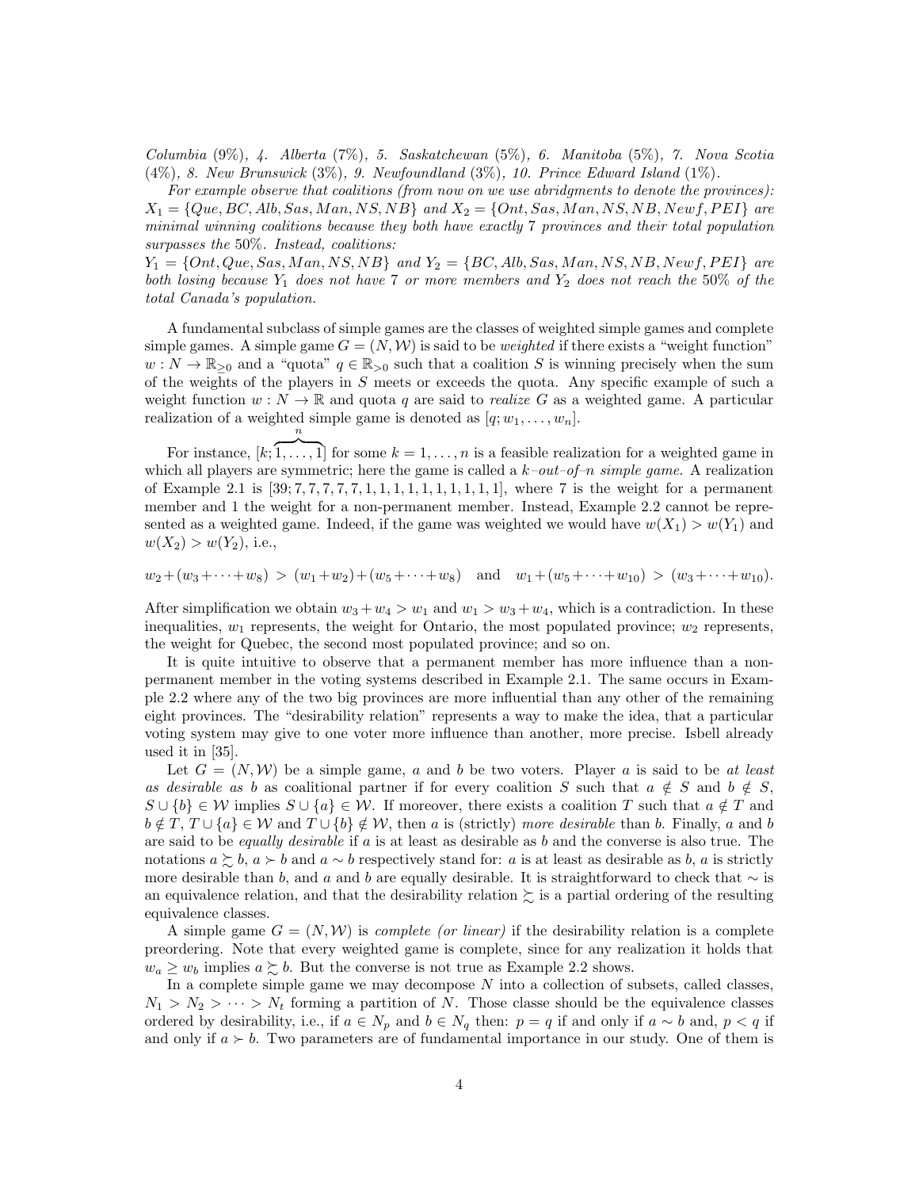*Columbia (9%), 4. Alberta (7%), 5. Saskatchewan (5%), 6. Manitoba (5%), 7. Nova Scotia (4%), 8. New Brunswick (3%), 9. Newfoundland (3%), 10. Prince Edward Island (1%).*

*For example observe that coalitions (from now on we use abridgments to denote the provinces): $X_1 = \{Que, BC, Alb, Sas, Man, NS, NB\}$ and $X_2 = \{Ont, Sas, Man, NS, NB, Newf, PEI\}$ are minimal winning coalitions because they both have exactly 7 provinces and their total population surpasses the 50%. Instead, coalitions:*
*$Y_1 = \{Ont, Que, Sas, Man, NS, NB\}$ and $Y_2 = \{BC, Alb, Sas, Man, NS, NB, Newf, PEI\}$ are both losing because $Y_1$ does not have 7 or more members and $Y_2$ does not reach the 50% of the total Canada's population.*

A fundamental subclass of simple games are the classes of weighted simple games and complete simple games. A simple game $G = (N, \mathcal{W})$ is said to be *weighted* if there exists a "weight function" $w : N \to \mathbb{R}_{\geq 0}$ and a "quota" $q \in \mathbb{R}_{>0}$ such that a coalition $S$ is winning precisely when the sum of the weights of the players in $S$ meets or exceeds the quota. Any specific example of such a weight function $w : N \to \mathbb{R}$ and quota $q$ are said to *realize* $G$ as a weighted game. A particular realization of a weighted simple game is denoted as $[q; w_1, \ldots, w_n]$.

For instance, $[k; \overbrace{1, \ldots, 1}^{n}]$ for some $k = 1, \ldots, n$ is a feasible realization for a weighted game in which all players are symmetric; here the game is called a *$k$–out–of–$n$ simple game*. A realization of Example 2.1 is $[39; 7, 7, 7, 7, 7, 1, 1, 1, 1, 1, 1, 1, 1, 1, 1]$, where 7 is the weight for a permanent member and 1 the weight for a non-permanent member. Instead, Example 2.2 cannot be represented as a weighted game. Indeed, if the game was weighted we would have $w(X_1) > w(Y_1)$ and $w(X_2) > w(Y_2)$, i.e.,

$$w_2+(w_3+\cdots+w_8) > (w_1+w_2)+(w_5+\cdots+w_8) \quad \text{and} \quad w_1+(w_5+\cdots+w_{10}) > (w_3+\cdots+w_{10}).$$

After simplification we obtain $w_3 + w_4 > w_1$ and $w_1 > w_3 + w_4$, which is a contradiction. In these inequalities, $w_1$ represents, the weight for Ontario, the most populated province; $w_2$ represents, the weight for Quebec, the second most populated province; and so on.

It is quite intuitive to observe that a permanent member has more influence than a non-permanent member in the voting systems described in Example 2.1. The same occurs in Example 2.2 where any of the two big provinces are more influential than any other of the remaining eight provinces. The "desirability relation" represents a way to make the idea, that a particular voting system may give to one voter more influence than another, more precise. Isbell already used it in [35].

Let $G = (N, \mathcal{W})$ be a simple game, $a$ and $b$ be two voters. Player $a$ is said to be *at least as desirable as* $b$ as coalitional partner if for every coalition $S$ such that $a \notin S$ and $b \notin S$, $S \cup \{b\} \in \mathcal{W}$ implies $S \cup \{a\} \in \mathcal{W}$. If moreover, there exists a coalition $T$ such that $a \notin T$ and $b \notin T$, $T \cup \{a\} \in \mathcal{W}$ and $T \cup \{b\} \notin \mathcal{W}$, then $a$ is (strictly) *more desirable* than $b$. Finally, $a$ and $b$ are said to be *equally desirable* if $a$ is at least as desirable as $b$ and the converse is also true. The notations $a \succsim b$, $a \succ b$ and $a \sim b$ respectively stand for: $a$ is at least as desirable as $b$, $a$ is strictly more desirable than $b$, and $a$ and $b$ are equally desirable. It is straightforward to check that $\sim$ is an equivalence relation, and that the desirability relation $\succsim$ is a partial ordering of the resulting equivalence classes.

A simple game $G = (N, \mathcal{W})$ is *complete (or linear)* if the desirability relation is a complete preordering. Note that every weighted game is complete, since for any realization it holds that $w_a \geq w_b$ implies $a \succsim b$. But the converse is not true as Example 2.2 shows.

In a complete simple game we may decompose $N$ into a collection of subsets, called classes, $N_1 > N_2 > \cdots > N_t$ forming a partition of $N$. Those classe should be the equivalence classes ordered by desirability, i.e., if $a \in N_p$ and $b \in N_q$ then: $p = q$ if and only if $a \sim b$ and, $p < q$ if and only if $a \succ b$. Two parameters are of fundamental importance in our study. One of them is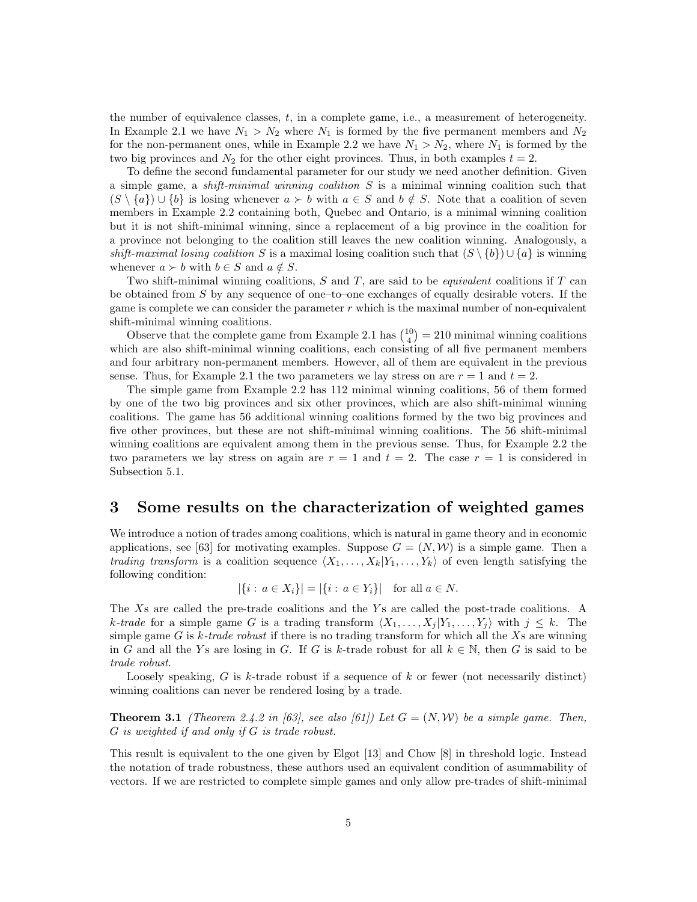the number of equivalence classes, $t$, in a complete game, i.e., a measurement of heterogeneity. In Example 2.1 we have $N_1 > N_2$ where $N_1$ is formed by the five permanent members and $N_2$ for the non-permanent ones, while in Example 2.2 we have $N_1 > N_2$, where $N_1$ is formed by the two big provinces and $N_2$ for the other eight provinces. Thus, in both examples $t = 2$.

To define the second fundamental parameter for our study we need another definition. Given a simple game, a *shift-minimal winning coalition* $S$ is a minimal winning coalition such that $(S \setminus \{a\}) \cup \{b\}$ is losing whenever $a \succ b$ with $a \in S$ and $b \notin S$. Note that a coalition of seven members in Example 2.2 containing both, Quebec and Ontario, is a minimal winning coalition but it is not shift-minimal winning, since a replacement of a big province in the coalition for a province not belonging to the coalition still leaves the new coalition winning. Analogously, a *shift-maximal losing coalition* $S$ is a maximal losing coalition such that $(S \setminus \{b\}) \cup \{a\}$ is winning whenever $a \succ b$ with $b \in S$ and $a \notin S$.

Two shift-minimal winning coalitions, $S$ and $T$, are said to be *equivalent* coalitions if $T$ can be obtained from $S$ by any sequence of one–to–one exchanges of equally desirable voters. If the game is complete we can consider the parameter $r$ which is the maximal number of non-equivalent shift-minimal winning coalitions.

Observe that the complete game from Example 2.1 has $\binom{10}{4} = 210$ minimal winning coalitions which are also shift-minimal winning coalitions, each consisting of all five permanent members and four arbitrary non-permanent members. However, all of them are equivalent in the previous sense. Thus, for Example 2.1 the two parameters we lay stress on are $r = 1$ and $t = 2$.

The simple game from Example 2.2 has 112 minimal winning coalitions, 56 of them formed by one of the two big provinces and six other provinces, which are also shift-minimal winning coalitions. The game has 56 additional winning coalitions formed by the two big provinces and five other provinces, but these are not shift-minimal winning coalitions. The 56 shift-minimal winning coalitions are equivalent among them in the previous sense. Thus, for Example 2.2 the two parameters we lay stress on again are $r = 1$ and $t = 2$. The case $r = 1$ is considered in Subsection 5.1.

## 3 Some results on the characterization of weighted games

We introduce a notion of trades among coalitions, which is natural in game theory and in economic applications, see [63] for motivating examples. Suppose $G = (N, \mathcal{W})$ is a simple game. Then a *trading transform* is a coalition sequence $\langle X_1, \ldots, X_k | Y_1, \ldots, Y_k \rangle$ of even length satisfying the following condition:

$$|\{i : a \in X_i\}| = |\{i : a \in Y_i\}| \quad \text{for all } a \in N.$$

The $X$s are called the pre-trade coalitions and the $Y$s are called the post-trade coalitions. A *$k$-trade* for a simple game $G$ is a trading transform $\langle X_1, \ldots, X_j | Y_1, \ldots, Y_j \rangle$ with $j \leq k$. The simple game $G$ is *$k$-trade robust* if there is no trading transform for which all the $X$s are winning in $G$ and all the $Y$s are losing in $G$. If $G$ is $k$-trade robust for all $k \in \mathbb{N}$, then $G$ is said to be *trade robust*.

Loosely speaking, $G$ is $k$-trade robust if a sequence of $k$ or fewer (not necessarily distinct) winning coalitions can never be rendered losing by a trade.

**Theorem 3.1** *(Theorem 2.4.2 in [63], see also [61]) Let $G = (N, \mathcal{W})$ be a simple game. Then, $G$ is weighted if and only if $G$ is trade robust.*

This result is equivalent to the one given by Elgot [13] and Chow [8] in threshold logic. Instead the notation of trade robustness, these authors used an equivalent condition of asummability of vectors. If we are restricted to complete simple games and only allow pre-trades of shift-minimal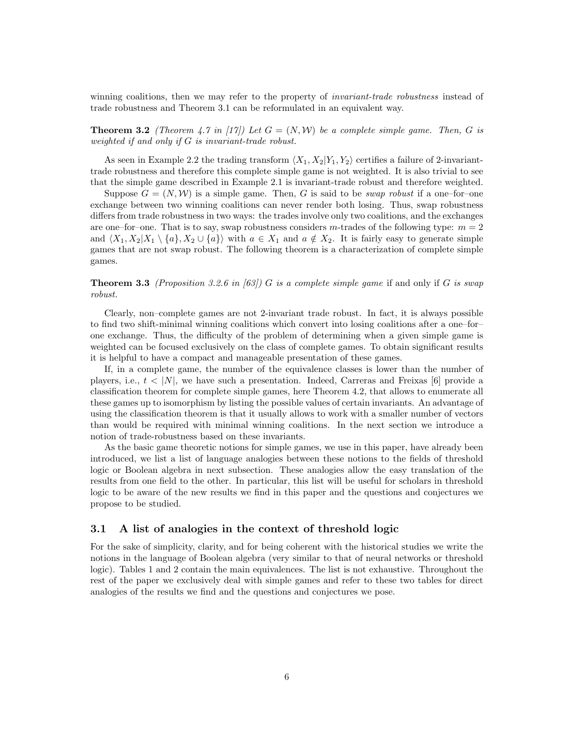winning coalitions, then we may refer to the property of *invariant-trade robustness* instead of trade robustness and Theorem 3.1 can be reformulated in an equivalent way.

**Theorem 3.2** *(Theorem 4.7 in [17]) Let $G = (N, \mathcal{W})$ be a complete simple game. Then, $G$ is weighted if and only if $G$ is invariant-trade robust.*

As seen in Example 2.2 the trading transform $\langle X_1, X_2 | Y_1, Y_2 \rangle$ certifies a failure of 2-invariant-trade robustness and therefore this complete simple game is not weighted. It is also trivial to see that the simple game described in Example 2.1 is invariant-trade robust and therefore weighted.

Suppose $G = (N, \mathcal{W})$ is a simple game. Then, $G$ is said to be *swap robust* if a one–for–one exchange between two winning coalitions can never render both losing. Thus, swap robustness differs from trade robustness in two ways: the trades involve only two coalitions, and the exchanges are one–for–one. That is to say, swap robustness considers $m$-trades of the following type: $m = 2$ and $\langle X_1, X_2 | X_1 \setminus \{a\}, X_2 \cup \{a\} \rangle$ with $a \in X_1$ and $a \notin X_2$. It is fairly easy to generate simple games that are not swap robust. The following theorem is a characterization of complete simple games.

**Theorem 3.3** *(Proposition 3.2.6 in [63]) $G$ is a complete simple game* if and only if *$G$ is swap robust.*

Clearly, non–complete games are not 2-invariant trade robust. In fact, it is always possible to find two shift-minimal winning coalitions which convert into losing coalitions after a one–for–one exchange. Thus, the difficulty of the problem of determining when a given simple game is weighted can be focused exclusively on the class of complete games. To obtain significant results it is helpful to have a compact and manageable presentation of these games.

If, in a complete game, the number of the equivalence classes is lower than the number of players, i.e., $t < |N|$, we have such a presentation. Indeed, Carreras and Freixas [6] provide a classification theorem for complete simple games, here Theorem 4.2, that allows to enumerate all these games up to isomorphism by listing the possible values of certain invariants. An advantage of using the classification theorem is that it usually allows to work with a smaller number of vectors than would be required with minimal winning coalitions. In the next section we introduce a notion of trade-robustness based on these invariants.

As the basic game theoretic notions for simple games, we use in this paper, have already been introduced, we list a list of language analogies between these notions to the fields of threshold logic or Boolean algebra in next subsection. These analogies allow the easy translation of the results from one field to the other. In particular, this list will be useful for scholars in threshold logic to be aware of the new results we find in this paper and the questions and conjectures we propose to be studied.

## 3.1 A list of analogies in the context of threshold logic

For the sake of simplicity, clarity, and for being coherent with the historical studies we write the notions in the language of Boolean algebra (very similar to that of neural networks or threshold logic). Tables 1 and 2 contain the main equivalences. The list is not exhaustive. Throughout the rest of the paper we exclusively deal with simple games and refer to these two tables for direct analogies of the results we find and the questions and conjectures we pose.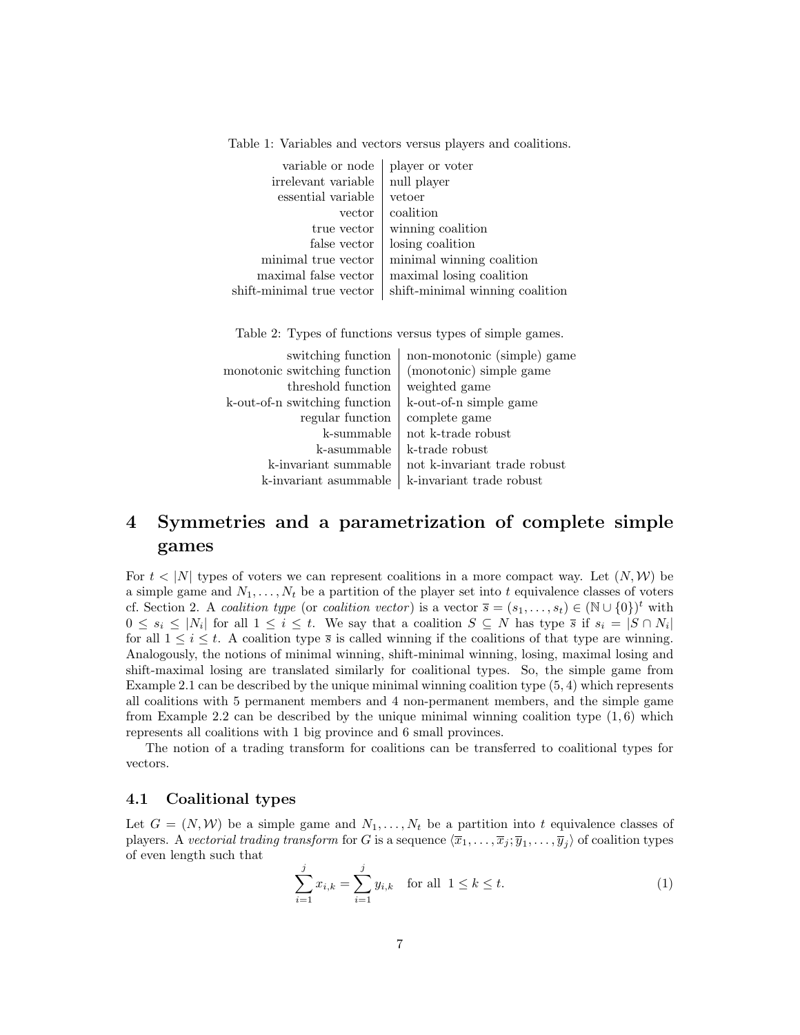Table 1: Variables and vectors versus players and coalitions.

| | |
|---|---|
| variable or node | player or voter |
| irrelevant variable | null player |
| essential variable | vetoer |
| vector | coalition |
| true vector | winning coalition |
| false vector | losing coalition |
| minimal true vector | minimal winning coalition |
| maximal false vector | maximal losing coalition |
| shift-minimal true vector | shift-minimal winning coalition |

Table 2: Types of functions versus types of simple games.

| | |
|---|---|
| switching function | non-monotonic (simple) game |
| monotonic switching function | (monotonic) simple game |
| threshold function | weighted game |
| k-out-of-n switching function | k-out-of-n simple game |
| regular function | complete game |
| k-summable | not k-trade robust |
| k-asummable | k-trade robust |
| k-invariant summable | not k-invariant trade robust |
| k-invariant asummable | k-invariant trade robust |

# 4 Symmetries and a parametrization of complete simple games

For $t < |N|$ types of voters we can represent coalitions in a more compact way. Let $(N, \mathcal{W})$ be a simple game and $N_1, \ldots, N_t$ be a partition of the player set into $t$ equivalence classes of voters cf. Section 2. A *coalition type* (or *coalition vector*) is a vector $\overline{s} = (s_1, \ldots, s_t) \in (\mathbb{N} \cup \{0\})^t$ with $0 \le s_i \le |N_i|$ for all $1 \le i \le t$. We say that a coalition $S \subseteq N$ has type $\overline{s}$ if $s_i = |S \cap N_i|$ for all $1 \le i \le t$. A coalition type $\overline{s}$ is called winning if the coalitions of that type are winning. Analogously, the notions of minimal winning, shift-minimal winning, losing, maximal losing and shift-maximal losing are translated similarly for coalitional types. So, the simple game from Example 2.1 can be described by the unique minimal winning coalition type $(5, 4)$ which represents all coalitions with 5 permanent members and 4 non-permanent members, and the simple game from Example 2.2 can be described by the unique minimal winning coalition type $(1, 6)$ which represents all coalitions with 1 big province and 6 small provinces.

The notion of a trading transform for coalitions can be transferred to coalitional types for vectors.

## 4.1 Coalitional types

Let $G = (N, \mathcal{W})$ be a simple game and $N_1, \ldots, N_t$ be a partition into $t$ equivalence classes of players. A *vectorial trading transform* for $G$ is a sequence $\langle \overline{x}_1, \ldots, \overline{x}_j; \overline{y}_1, \ldots, \overline{y}_j \rangle$ of coalition types of even length such that

$$\sum_{i=1}^{j} x_{i,k} = \sum_{i=1}^{j} y_{i,k} \quad \text{for all } 1 \le k \le t. \tag{1}$$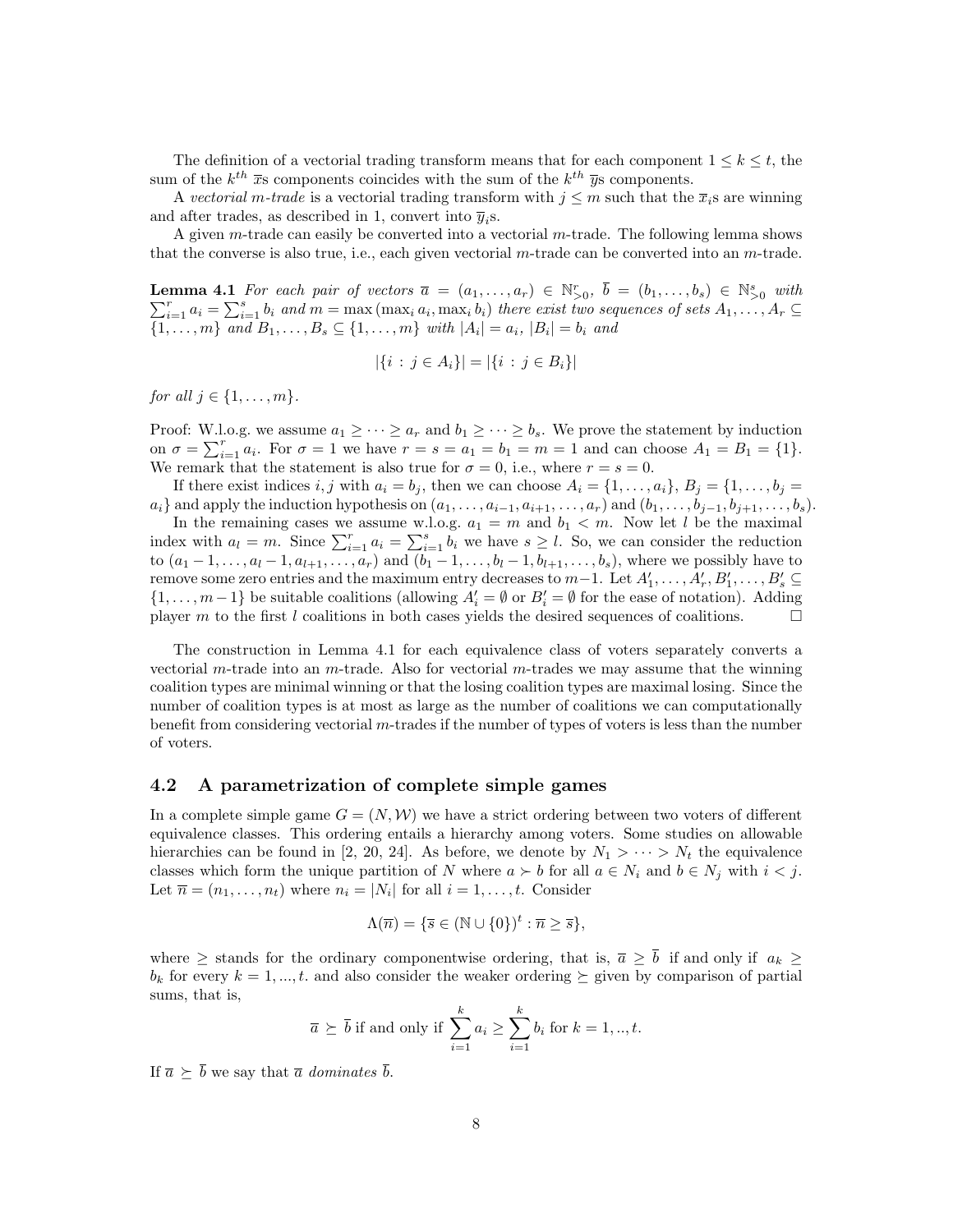The definition of a vectorial trading transform means that for each component $1 \leq k \leq t$, the sum of the $k^{th}$ $\overline{x}$s components coincides with the sum of the $k^{th}$ $\overline{y}$s components.

A *vectorial m-trade* is a vectorial trading transform with $j \leq m$ such that the $\overline{x}_i$s are winning and after trades, as described in 1, convert into $\overline{y}_i$s.

A given $m$-trade can easily be converted into a vectorial $m$-trade. The following lemma shows that the converse is also true, i.e., each given vectorial $m$-trade can be converted into an $m$-trade.

**Lemma 4.1** *For each pair of vectors $\overline{a} = (a_1, \ldots, a_r) \in \mathbb{N}^r_{>0}$, $\overline{b} = (b_1, \ldots, b_s) \in \mathbb{N}^s_{>0}$ with $\sum_{i=1}^r a_i = \sum_{i=1}^s b_i$ and $m = \max(\max_i a_i, \max_i b_i)$ there exist two sequences of sets $A_1, \ldots, A_r \subseteq \{1, \ldots, m\}$ and $B_1, \ldots, B_s \subseteq \{1, \ldots, m\}$ with $|A_i| = a_i$, $|B_i| = b_i$ and*

$$|\{i : j \in A_i\}| = |\{i : j \in B_i\}|$$

*for all $j \in \{1, \ldots, m\}$.*

Proof: W.l.o.g. we assume $a_1 \geq \cdots \geq a_r$ and $b_1 \geq \cdots \geq b_s$. We prove the statement by induction on $\sigma = \sum_{i=1}^r a_i$. For $\sigma = 1$ we have $r = s = a_1 = b_1 = m = 1$ and can choose $A_1 = B_1 = \{1\}$. We remark that the statement is also true for $\sigma = 0$, i.e., where $r = s = 0$.

If there exist indices $i, j$ with $a_i = b_j$, then we can choose $A_i = \{1, \ldots, a_i\}$, $B_j = \{1, \ldots, b_j = a_i\}$ and apply the induction hypothesis on $(a_1, \ldots, a_{i-1}, a_{i+1}, \ldots, a_r)$ and $(b_1, \ldots, b_{j-1}, b_{j+1}, \ldots, b_s)$.

In the remaining cases we assume w.l.o.g. $a_1 = m$ and $b_1 < m$. Now let $l$ be the maximal index with $a_l = m$. Since $\sum_{i=1}^r a_i = \sum_{i=1}^s b_i$ we have $s \geq l$. So, we can consider the reduction to $(a_1 - 1, \ldots, a_l - 1, a_{l+1}, \ldots, a_r)$ and $(b_1 - 1, \ldots, b_l - 1, b_{l+1}, \ldots, b_s)$, where we possibly have to remove some zero entries and the maximum entry decreases to $m-1$. Let $A'_1, \ldots, A'_r, B'_1, \ldots, B'_s \subseteq \{1, \ldots, m-1\}$ be suitable coalitions (allowing $A'_i = \emptyset$ or $B'_i = \emptyset$ for the ease of notation). Adding player $m$ to the first $l$ coalitions in both cases yields the desired sequences of coalitions. $\square$

The construction in Lemma 4.1 for each equivalence class of voters separately converts a vectorial $m$-trade into an $m$-trade. Also for vectorial $m$-trades we may assume that the winning coalition types are minimal winning or that the losing coalition types are maximal losing. Since the number of coalition types is at most as large as the number of coalitions we can computationally benefit from considering vectorial $m$-trades if the number of types of voters is less than the number of voters.

## 4.2 A parametrization of complete simple games

In a complete simple game $G = (N, \mathcal{W})$ we have a strict ordering between two voters of different equivalence classes. This ordering entails a hierarchy among voters. Some studies on allowable hierarchies can be found in [2, 20, 24]. As before, we denote by $N_1 > \cdots > N_t$ the equivalence classes which form the unique partition of $N$ where $a \succ b$ for all $a \in N_i$ and $b \in N_j$ with $i < j$. Let $\overline{n} = (n_1, \ldots, n_t)$ where $n_i = |N_i|$ for all $i = 1, \ldots, t$. Consider

$$\Lambda(\overline{n}) = \{\overline{s} \in (\mathbb{N} \cup \{0\})^t : \overline{n} \geq \overline{s}\},$$

where $\geq$ stands for the ordinary componentwise ordering, that is, $\overline{a} \geq \overline{b}$ if and only if $a_k \geq b_k$ for every $k = 1, ..., t$. and also consider the weaker ordering $\succeq$ given by comparison of partial sums, that is,

$$\overline{a} \succeq \overline{b} \text{ if and only if } \sum_{i=1}^k a_i \geq \sum_{i=1}^k b_i \text{ for } k = 1, .., t.$$

If $\overline{a} \succeq \overline{b}$ we say that $\overline{a}$ *dominates* $\overline{b}$.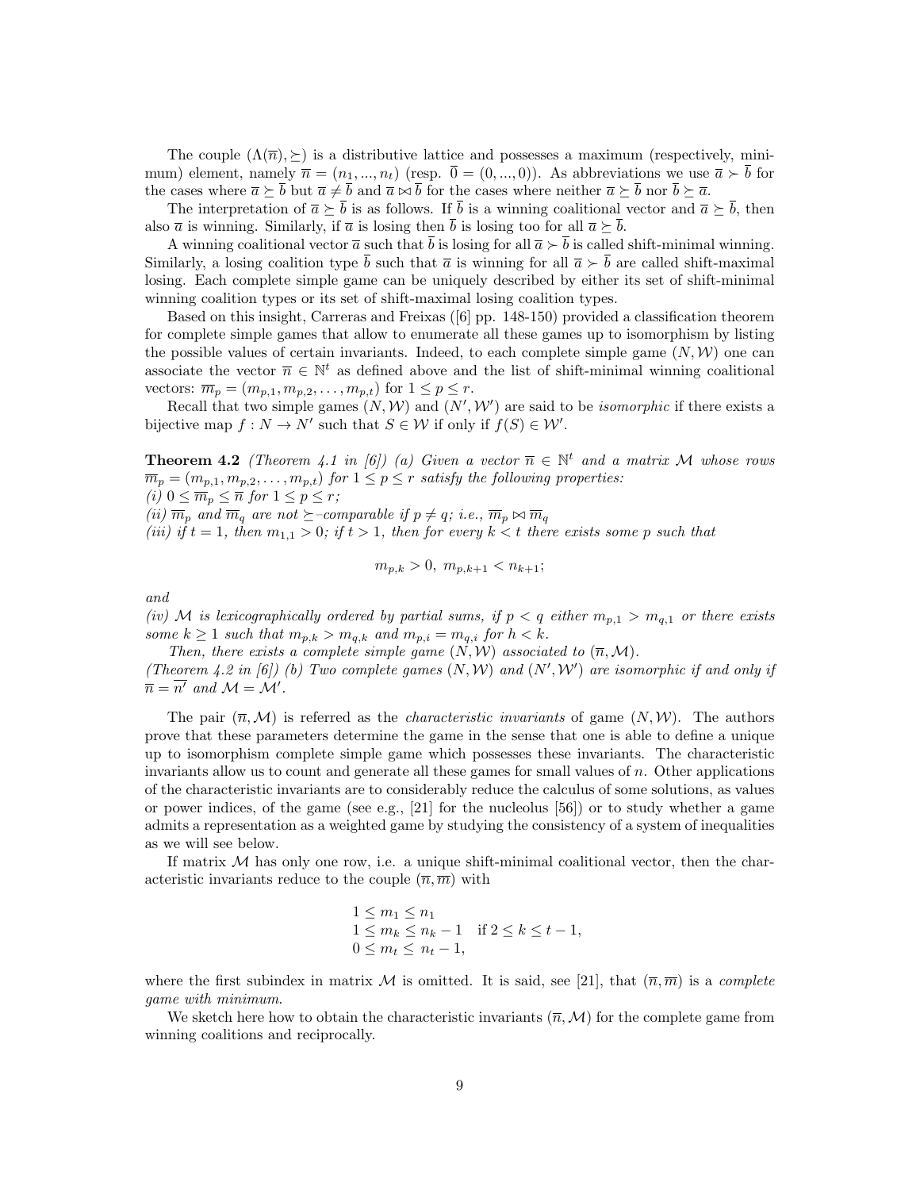The couple $(\Lambda(\overline{n}), \succeq)$ is a distributive lattice and possesses a maximum (respectively, minimum) element, namely $\overline{n} = (n_1, ..., n_t)$ (resp. $\overline{0} = (0, ..., 0)$). As abbreviations we use $\overline{a} \succ \overline{b}$ for the cases where $\overline{a} \succeq \overline{b}$ but $\overline{a} \neq \overline{b}$ and $\overline{a} \bowtie \overline{b}$ for the cases where neither $\overline{a} \succeq \overline{b}$ nor $\overline{b} \succeq \overline{a}$.

The interpretation of $\overline{a} \succeq \overline{b}$ is as follows. If $\overline{b}$ is a winning coalitional vector and $\overline{a} \succeq \overline{b}$, then also $\overline{a}$ is winning. Similarly, if $\overline{a}$ is losing then $\overline{b}$ is losing too for all $\overline{a} \succeq \overline{b}$.

A winning coalitional vector $\overline{a}$ such that $\overline{b}$ is losing for all $\overline{a} \succ \overline{b}$ is called shift-minimal winning. Similarly, a losing coalition type $\overline{b}$ such that $\overline{a}$ is winning for all $\overline{a} \succ \overline{b}$ are called shift-maximal losing. Each complete simple game can be uniquely described by either its set of shift-minimal winning coalition types or its set of shift-maximal losing coalition types.

Based on this insight, Carreras and Freixas ([6] pp. 148-150) provided a classification theorem for complete simple games that allow to enumerate all these games up to isomorphism by listing the possible values of certain invariants. Indeed, to each complete simple game $(N, \mathcal{W})$ one can associate the vector $\overline{n} \in \mathbb{N}^t$ as defined above and the list of shift-minimal winning coalitional vectors: $\overline{m}_p = (m_{p,1}, m_{p,2}, \ldots, m_{p,t})$ for $1 \leq p \leq r$.

Recall that two simple games $(N, \mathcal{W})$ and $(N', \mathcal{W}')$ are said to be *isomorphic* if there exists a bijective map $f : N \to N'$ such that $S \in \mathcal{W}$ if only if $f(S) \in \mathcal{W}'$.

**Theorem 4.2** *(Theorem 4.1 in [6]) (a) Given a vector $\overline{n} \in \mathbb{N}^t$ and a matrix $\mathcal{M}$ whose rows $\overline{m}_p = (m_{p,1}, m_{p,2}, \ldots, m_{p,t})$ for $1 \leq p \leq r$ satisfy the following properties:*
*(i) $0 \leq \overline{m}_p \leq \overline{n}$ for $1 \leq p \leq r$;*
*(ii) $\overline{m}_p$ and $\overline{m}_q$ are not $\succeq$–comparable if $p \neq q$; i.e., $\overline{m}_p \bowtie \overline{m}_q$*
*(iii) if $t = 1$, then $m_{1,1} > 0$; if $t > 1$, then for every $k < t$ there exists some $p$ such that*

$$m_{p,k} > 0, \; m_{p,k+1} < n_{k+1};$$

*and*
*(iv) $\mathcal{M}$ is lexicographically ordered by partial sums, if $p < q$ either $m_{p,1} > m_{q,1}$ or there exists some $k \geq 1$ such that $m_{p,k} > m_{q,k}$ and $m_{p,i} = m_{q,i}$ for $h < k$.*

*Then, there exists a complete simple game $(N, \mathcal{W})$ associated to $(\overline{n}, \mathcal{M})$.*
*(Theorem 4.2 in [6]) (b) Two complete games $(N, \mathcal{W})$ and $(N', \mathcal{W}')$ are isomorphic if and only if $\overline{n} = \overline{n'}$ and $\mathcal{M} = \mathcal{M}'$.*

The pair $(\overline{n}, \mathcal{M})$ is referred as the *characteristic invariants* of game $(N, \mathcal{W})$. The authors prove that these parameters determine the game in the sense that one is able to define a unique up to isomorphism complete simple game which possesses these invariants. The characteristic invariants allow us to count and generate all these games for small values of $n$. Other applications of the characteristic invariants are to considerably reduce the calculus of some solutions, as values or power indices, of the game (see e.g., [21] for the nucleolus [56]) or to study whether a game admits a representation as a weighted game by studying the consistency of a system of inequalities as we will see below.

If matrix $\mathcal{M}$ has only one row, i.e. a unique shift-minimal coalitional vector, then the characteristic invariants reduce to the couple $(\overline{n}, \overline{m})$ with

$$\begin{aligned}
&1 \leq m_1 \leq n_1 \\
&1 \leq m_k \leq n_k - 1 \quad \text{if } 2 \leq k \leq t-1, \\
&0 \leq m_t \leq n_t - 1,
\end{aligned}$$

where the first subindex in matrix $\mathcal{M}$ is omitted. It is said, see [21], that $(\overline{n}, \overline{m})$ is a *complete game with minimum*.

We sketch here how to obtain the characteristic invariants $(\overline{n}, \mathcal{M})$ for the complete game from winning coalitions and reciprocally.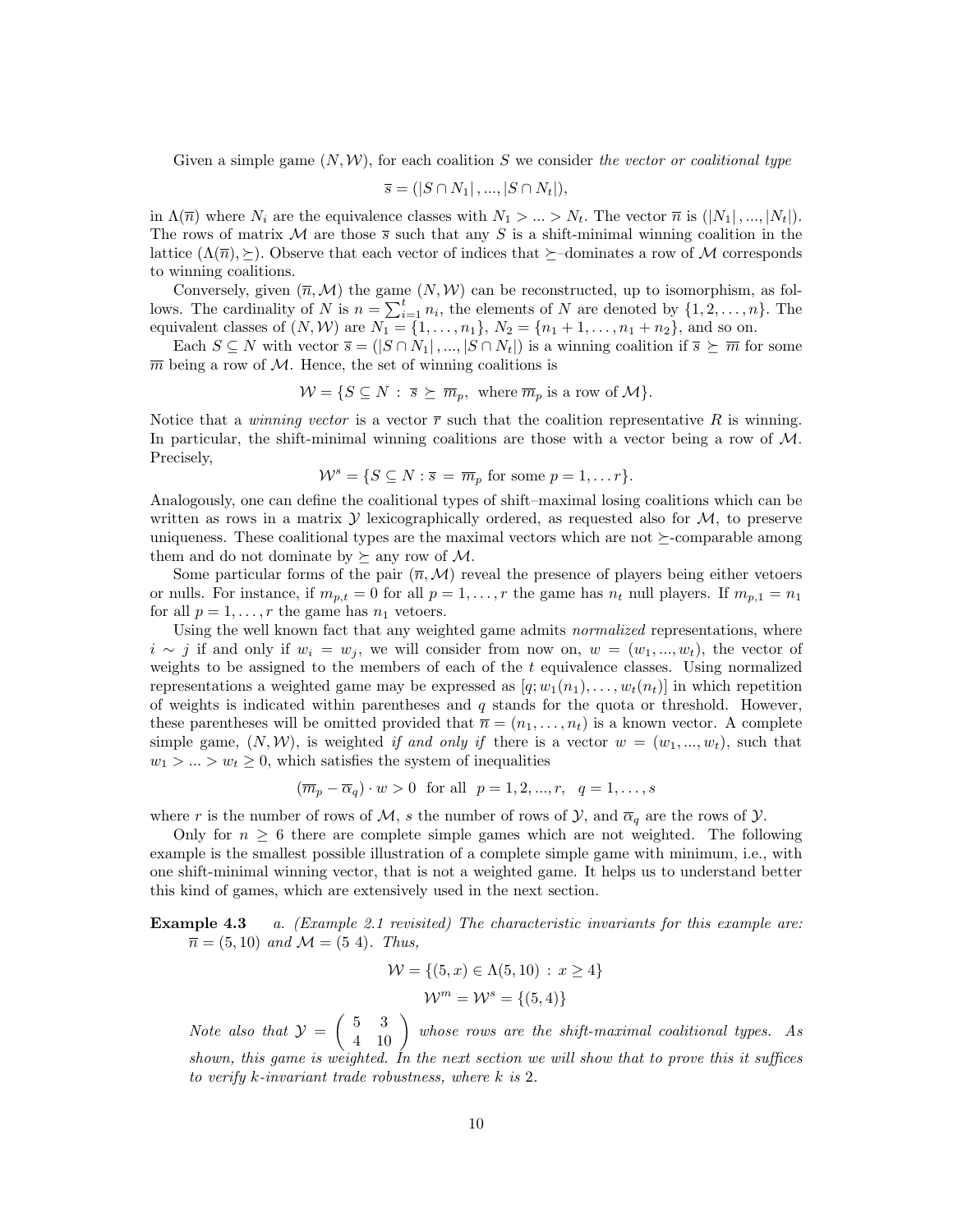Given a simple game $(N, \mathcal{W})$, for each coalition $S$ we consider *the vector or coalitional type*

$$\overline{s} = (|S \cap N_1|, ..., |S \cap N_t|),$$

in $\Lambda(\overline{n})$ where $N_i$ are the equivalence classes with $N_1 > ... > N_t$. The vector $\overline{n}$ is $(|N_1|, ..., |N_t|)$. The rows of matrix $\mathcal{M}$ are those $\overline{s}$ such that any $S$ is a shift-minimal winning coalition in the lattice $(\Lambda(\overline{n}), \succeq)$. Observe that each vector of indices that $\succeq$–dominates a row of $\mathcal{M}$ corresponds to winning coalitions.

Conversely, given $(\overline{n}, \mathcal{M})$ the game $(N, \mathcal{W})$ can be reconstructed, up to isomorphism, as follows. The cardinality of $N$ is $n = \sum_{i=1}^{t} n_i$, the elements of $N$ are denoted by $\{1, 2, \ldots, n\}$. The equivalent classes of $(N, \mathcal{W})$ are $N_1 = \{1, \ldots, n_1\}$, $N_2 = \{n_1 + 1, \ldots, n_1 + n_2\}$, and so on.

Each $S \subseteq N$ with vector $\overline{s} = (|S \cap N_1|, ..., |S \cap N_t|)$ is a winning coalition if $\overline{s} \succeq \overline{m}$ for some $\overline{m}$ being a row of $\mathcal{M}$. Hence, the set of winning coalitions is

$$\mathcal{W} = \{S \subseteq N \; : \; \overline{s} \succeq \overline{m}_p, \text{ where } \overline{m}_p \text{ is a row of } \mathcal{M}\}.$$

Notice that a *winning vector* is a vector $\overline{r}$ such that the coalition representative $R$ is winning. In particular, the shift-minimal winning coalitions are those with a vector being a row of $\mathcal{M}$. Precisely,

$$\mathcal{W}^s = \{S \subseteq N : \overline{s} = \overline{m}_p \text{ for some } p = 1, \ldots r\}.$$

Analogously, one can define the coalitional types of shift–maximal losing coalitions which can be written as rows in a matrix $\mathcal{Y}$ lexicographically ordered, as requested also for $\mathcal{M}$, to preserve uniqueness. These coalitional types are the maximal vectors which are not $\succeq$-comparable among them and do not dominate by $\succeq$ any row of $\mathcal{M}$.

Some particular forms of the pair $(\overline{n}, \mathcal{M})$ reveal the presence of players being either vetoers or nulls. For instance, if $m_{p,t} = 0$ for all $p = 1, \ldots, r$ the game has $n_t$ null players. If $m_{p,1} = n_1$ for all $p = 1, \ldots, r$ the game has $n_1$ vetoers.

Using the well known fact that any weighted game admits *normalized* representations, where $i \sim j$ if and only if $w_i = w_j$, we will consider from now on, $w = (w_1, ..., w_t)$, the vector of weights to be assigned to the members of each of the $t$ equivalence classes. Using normalized representations a weighted game may be expressed as $[q; w_1(n_1), \ldots, w_t(n_t)]$ in which repetition of weights is indicated within parentheses and $q$ stands for the quota or threshold. However, these parentheses will be omitted provided that $\overline{n} = (n_1, \ldots, n_t)$ is a known vector. A complete simple game, $(N, \mathcal{W})$, is weighted *if and only if* there is a vector $w = (w_1, ..., w_t)$, such that $w_1 > ... > w_t \geq 0$, which satisfies the system of inequalities

$$(\overline{m}_p - \overline{\alpha}_q) \cdot w > 0 \;\; \text{for all} \;\; p = 1, 2, ..., r, \;\; q = 1, \ldots, s$$

where $r$ is the number of rows of $\mathcal{M}$, $s$ the number of rows of $\mathcal{Y}$, and $\overline{\alpha}_q$ are the rows of $\mathcal{Y}$.

Only for $n \geq 6$ there are complete simple games which are not weighted. The following example is the smallest possible illustration of a complete simple game with minimum, i.e., with one shift-minimal winning vector, that is not a weighted game. It helps us to understand better this kind of games, which are extensively used in the next section.

**Example 4.3** *a. (Example 2.1 revisited) The characteristic invariants for this example are: $\overline{n} = (5, 10)$ and $\mathcal{M} = (5 \;\, 4)$. Thus,*

$$\mathcal{W} = \{(5, x) \in \Lambda(5, 10) \; : \; x \geq 4\}$$

$$\mathcal{W}^m = \mathcal{W}^s = \{(5, 4)\}$$

*Note also that $\mathcal{Y} = \begin{pmatrix} 5 & 3 \\ 4 & 10 \end{pmatrix}$ whose rows are the shift-maximal coalitional types. As shown, this game is weighted. In the next section we will show that to prove this it suffices to verify $k$-invariant trade robustness, where $k$ is 2.*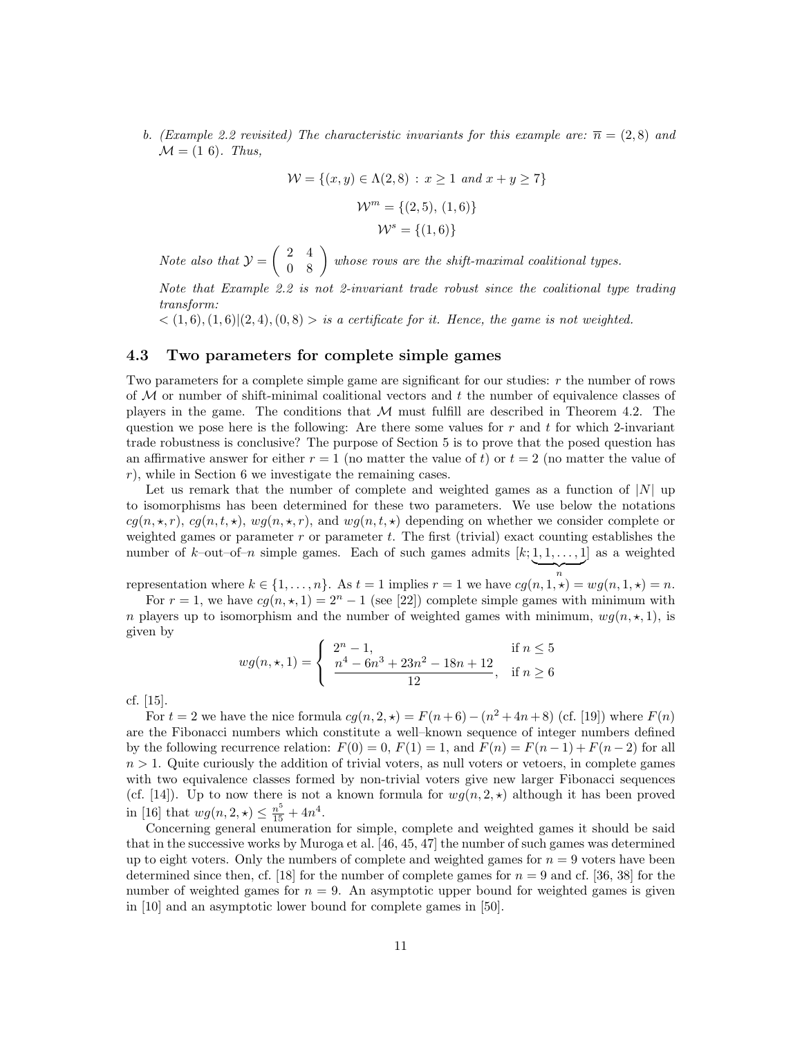*b. (Example 2.2 revisited) The characteristic invariants for this example are:* $\overline{n} = (2, 8)$ *and* $\mathcal{M} = (1\ 6)$*. Thus,*

$$\mathcal{W} = \{(x, y) \in \Lambda(2, 8) \,:\, x \geq 1 \text{ and } x + y \geq 7\}$$

$$\mathcal{W}^m = \{(2, 5),\, (1, 6)\}$$

$$\mathcal{W}^s = \{(1, 6)\}$$

*Note also that* $\mathcal{Y} = \begin{pmatrix} 2 & 4 \\ 0 & 8 \end{pmatrix}$ *whose rows are the shift-maximal coalitional types.*

*Note that Example 2.2 is not 2-invariant trade robust since the coalitional type trading transform:*
$< (1, 6), (1, 6) | (2, 4), (0, 8) >$ *is a certificate for it. Hence, the game is not weighted.*

### 4.3 Two parameters for complete simple games

Two parameters for a complete simple game are significant for our studies: $r$ the number of rows of $\mathcal{M}$ or number of shift-minimal coalitional vectors and $t$ the number of equivalence classes of players in the game. The conditions that $\mathcal{M}$ must fulfill are described in Theorem 4.2. The question we pose here is the following: Are there some values for $r$ and $t$ for which 2-invariant trade robustness is conclusive? The purpose of Section 5 is to prove that the posed question has an affirmative answer for either $r = 1$ (no matter the value of $t$) or $t = 2$ (no matter the value of $r$), while in Section 6 we investigate the remaining cases.

Let us remark that the number of complete and weighted games as a function of $|N|$ up to isomorphisms has been determined for these two parameters. We use below the notations $cg(n, \star, r)$, $cg(n, t, \star)$, $wg(n, \star, r)$, and $wg(n, t, \star)$ depending on whether we consider complete or weighted games or parameter $r$ or parameter $t$. The first (trivial) exact counting establishes the number of $k$–out–of–$n$ simple games. Each of such games admits $[k; \underbrace{1, 1, \ldots, 1}_{n}]$ as a weighted representation where $k \in \{1, \ldots, n\}$. As $t = 1$ implies $r = 1$ we have $cg(n, 1, \star) = wg(n, 1, \star) = n$.

For $r = 1$, we have $cg(n, \star, 1) = 2^n - 1$ (see [22]) complete simple games with minimum with $n$ players up to isomorphism and the number of weighted games with minimum, $wg(n, \star, 1)$, is given by

$$wg(n, \star, 1) = \begin{cases} 2^n - 1, & \text{if } n \leq 5 \\ \dfrac{n^4 - 6n^3 + 23n^2 - 18n + 12}{12}, & \text{if } n \geq 6 \end{cases}$$

cf. [15].

For $t = 2$ we have the nice formula $cg(n, 2, \star) = F(n+6) - (n^2 + 4n + 8)$ (cf. [19]) where $F(n)$ are the Fibonacci numbers which constitute a well–known sequence of integer numbers defined by the following recurrence relation: $F(0) = 0$, $F(1) = 1$, and $F(n) = F(n-1) + F(n-2)$ for all $n > 1$. Quite curiously the addition of trivial voters, as null voters or vetoers, in complete games with two equivalence classes formed by non-trivial voters give new larger Fibonacci sequences (cf. [14]). Up to now there is not a known formula for $wg(n, 2, \star)$ although it has been proved in [16] that $wg(n, 2, \star) \leq \frac{n^5}{15} + 4n^4$.

Concerning general enumeration for simple, complete and weighted games it should be said that in the successive works by Muroga et al. [46, 45, 47] the number of such games was determined up to eight voters. Only the numbers of complete and weighted games for $n = 9$ voters have been determined since then, cf. [18] for the number of complete games for $n = 9$ and cf. [36, 38] for the number of weighted games for $n = 9$. An asymptotic upper bound for weighted games is given in [10] and an asymptotic lower bound for complete games in [50].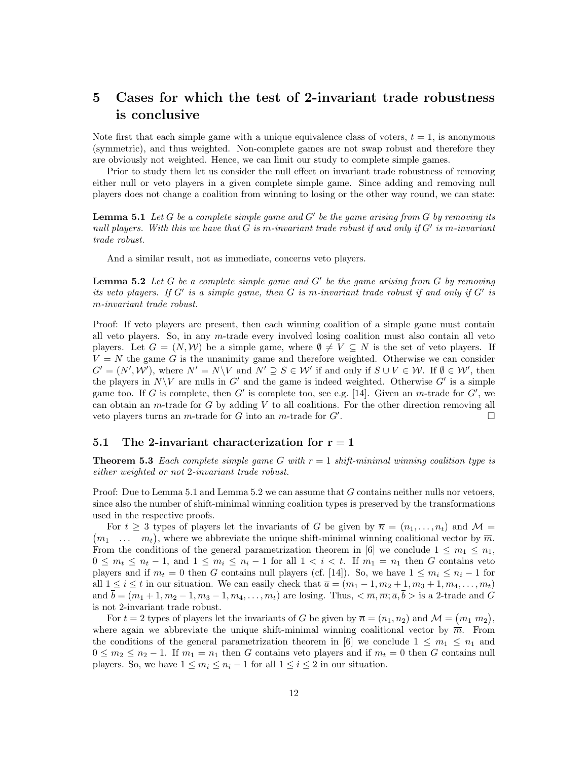# 5 Cases for which the test of 2-invariant trade robustness is conclusive

Note first that each simple game with a unique equivalence class of voters, $t = 1$, is anonymous (symmetric), and thus weighted. Non-complete games are not swap robust and therefore they are obviously not weighted. Hence, we can limit our study to complete simple games.

Prior to study them let us consider the null effect on invariant trade robustness of removing either null or veto players in a given complete simple game. Since adding and removing null players does not change a coalition from winning to losing or the other way round, we can state:

**Lemma 5.1** *Let $G$ be a complete simple game and $G'$ be the game arising from $G$ by removing its null players. With this we have that $G$ is $m$-invariant trade robust if and only if $G'$ is $m$-invariant trade robust.*

And a similar result, not as immediate, concerns veto players.

**Lemma 5.2** *Let $G$ be a complete simple game and $G'$ be the game arising from $G$ by removing its veto players. If $G'$ is a simple game, then $G$ is $m$-invariant trade robust if and only if $G'$ is $m$-invariant trade robust.*

Proof: If veto players are present, then each winning coalition of a simple game must contain all veto players. So, in any $m$-trade every involved losing coalition must also contain all veto players. Let $G = (N, \mathcal{W})$ be a simple game, where $\emptyset \neq V \subseteq N$ is the set of veto players. If $V = N$ the game $G$ is the unanimity game and therefore weighted. Otherwise we can consider $G' = (N', \mathcal{W}')$, where $N' = N \backslash V$ and $N' \supseteq S \in \mathcal{W}'$ if and only if $S \cup V \in \mathcal{W}$. If $\emptyset \in \mathcal{W}'$, then the players in $N \backslash V$ are nulls in $G'$ and the game is indeed weighted. Otherwise $G'$ is a simple game too. If $G$ is complete, then $G'$ is complete too, see e.g. [14]. Given an $m$-trade for $G'$, we can obtain an $m$-trade for $G$ by adding $V$ to all coalitions. For the other direction removing all veto players turns an $m$-trade for $G$ into an $m$-trade for $G'$. $\square$

## 5.1 The 2-invariant characterization for r = 1

**Theorem 5.3** *Each complete simple game $G$ with $r = 1$ shift-minimal winning coalition type is either weighted or not 2-invariant trade robust.*

Proof: Due to Lemma 5.1 and Lemma 5.2 we can assume that $G$ contains neither nulls nor vetoers, since also the number of shift-minimal winning coalition types is preserved by the transformations used in the respective proofs.

For $t \geq 3$ types of players let the invariants of $G$ be given by $\overline{n} = (n_1, \ldots, n_t)$ and $\mathcal{M} = \begin{pmatrix} m_1 & \ldots & m_t \end{pmatrix}$, where we abbreviate the unique shift-minimal winning coalitional vector by $\overline{m}$. From the conditions of the general parametrization theorem in [6] we conclude $1 \leq m_1 \leq n_1$, $0 \leq m_t \leq n_t - 1$, and $1 \leq m_i \leq n_i - 1$ for all $1 < i < t$. If $m_1 = n_1$ then $G$ contains veto players and if $m_t = 0$ then $G$ contains null players (cf. [14]). So, we have $1 \leq m_i \leq n_i - 1$ for all $1 \leq i \leq t$ in our situation. We can easily check that $\overline{a} = (m_1 - 1, m_2 + 1, m_3 + 1, m_4, \ldots, m_t)$ and $\overline{b} = (m_1 + 1, m_2 - 1, m_3 - 1, m_4, \ldots, m_t)$ are losing. Thus, $< \overline{m}, \overline{m}; \overline{a}, \overline{b} >$ is a 2-trade and $G$ is not 2-invariant trade robust.

For $t = 2$ types of players let the invariants of $G$ be given by $\overline{n} = (n_1, n_2)$ and $\mathcal{M} = \begin{pmatrix} m_1 & m_2 \end{pmatrix}$, where again we abbreviate the unique shift-minimal winning coalitional vector by $\overline{m}$. From the conditions of the general parametrization theorem in [6] we conclude $1 \leq m_1 \leq n_1$ and $0 \leq m_2 \leq n_2 - 1$. If $m_1 = n_1$ then $G$ contains veto players and if $m_t = 0$ then $G$ contains null players. So, we have $1 \leq m_i \leq n_i - 1$ for all $1 \leq i \leq 2$ in our situation.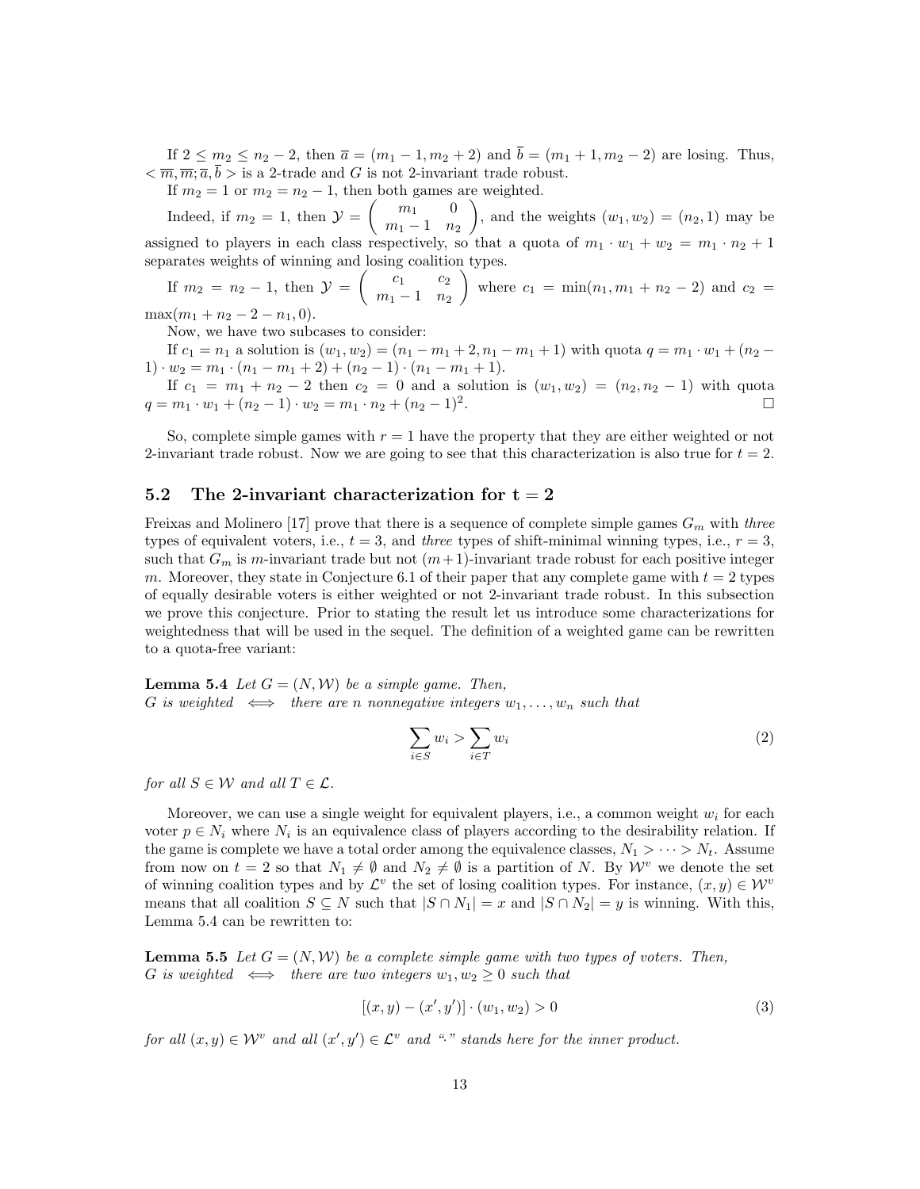If $2 \leq m_2 \leq n_2 - 2$, then $\overline{a} = (m_1 - 1, m_2 + 2)$ and $\overline{b} = (m_1 + 1, m_2 - 2)$ are losing. Thus, $< \overline{m}, \overline{m}; \overline{a}, \overline{b} >$ is a 2-trade and $G$ is not 2-invariant trade robust.

If $m_2 = 1$ or $m_2 = n_2 - 1$, then both games are weighted.

Indeed, if $m_2 = 1$, then $\mathcal{Y} = \begin{pmatrix} m_1 & 0 \\ m_1 - 1 & n_2 \end{pmatrix}$, and the weights $(w_1, w_2) = (n_2, 1)$ may be assigned to players in each class respectively, so that a quota of $m_1 \cdot w_1 + w_2 = m_1 \cdot n_2 + 1$ separates weights of winning and losing coalition types.

If $m_2 = n_2 - 1$, then $\mathcal{Y} = \begin{pmatrix} c_1 & c_2 \\ m_1 - 1 & n_2 \end{pmatrix}$ where $c_1 = \min(n_1, m_1 + n_2 - 2)$ and $c_2 = \max(m_1 + n_2 - 2 - n_1, 0)$.

Now, we have two subcases to consider:

If $c_1 = n_1$ a solution is $(w_1, w_2) = (n_1 - m_1 + 2, n_1 - m_1 + 1)$ with quota $q = m_1 \cdot w_1 + (n_2 - 1) \cdot w_2 = m_1 \cdot (n_1 - m_1 + 2) + (n_2 - 1) \cdot (n_1 - m_1 + 1)$.

If $c_1 = m_1 + n_2 - 2$ then $c_2 = 0$ and a solution is $(w_1, w_2) = (n_2, n_2 - 1)$ with quota $q = m_1 \cdot w_1 + (n_2 - 1) \cdot w_2 = m_1 \cdot n_2 + (n_2 - 1)^2$. □

So, complete simple games with $r = 1$ have the property that they are either weighted or not 2-invariant trade robust. Now we are going to see that this characterization is also true for $t = 2$.

## 5.2 The 2-invariant characterization for t = 2

Freixas and Molinero [17] prove that there is a sequence of complete simple games $G_m$ with *three* types of equivalent voters, i.e., $t = 3$, and *three* types of shift-minimal winning types, i.e., $r = 3$, such that $G_m$ is $m$-invariant trade but not $(m+1)$-invariant trade robust for each positive integer $m$. Moreover, they state in Conjecture 6.1 of their paper that any complete game with $t = 2$ types of equally desirable voters is either weighted or not 2-invariant trade robust. In this subsection we prove this conjecture. Prior to stating the result let us introduce some characterizations for weightedness that will be used in the sequel. The definition of a weighted game can be rewritten to a quota-free variant:

**Lemma 5.4** *Let $G = (N, \mathcal{W})$ be a simple game. Then,*
*$G$ is weighted $\iff$ there are $n$ nonnegative integers $w_1, \ldots, w_n$ such that*

$$\sum_{i \in S} w_i > \sum_{i \in T} w_i \tag{2}$$

*for all $S \in \mathcal{W}$ and all $T \in \mathcal{L}$.*

Moreover, we can use a single weight for equivalent players, i.e., a common weight $w_i$ for each voter $p \in N_i$ where $N_i$ is an equivalence class of players according to the desirability relation. If the game is complete we have a total order among the equivalence classes, $N_1 > \cdots > N_t$. Assume from now on $t = 2$ so that $N_1 \neq \emptyset$ and $N_2 \neq \emptyset$ is a partition of $N$. By $\mathcal{W}^v$ we denote the set of winning coalition types and by $\mathcal{L}^v$ the set of losing coalition types. For instance, $(x, y) \in \mathcal{W}^v$ means that all coalition $S \subseteq N$ such that $|S \cap N_1| = x$ and $|S \cap N_2| = y$ is winning. With this, Lemma 5.4 can be rewritten to:

**Lemma 5.5** *Let $G = (N, \mathcal{W})$ be a complete simple game with two types of voters. Then,*
*$G$ is weighted $\iff$ there are two integers $w_1, w_2 \geq 0$ such that*

$$[(x, y) - (x', y')] \cdot (w_1, w_2) > 0 \tag{3}$$

*for all $(x, y) \in \mathcal{W}^v$ and all $(x', y') \in \mathcal{L}^v$ and "$\cdot$" stands here for the inner product.*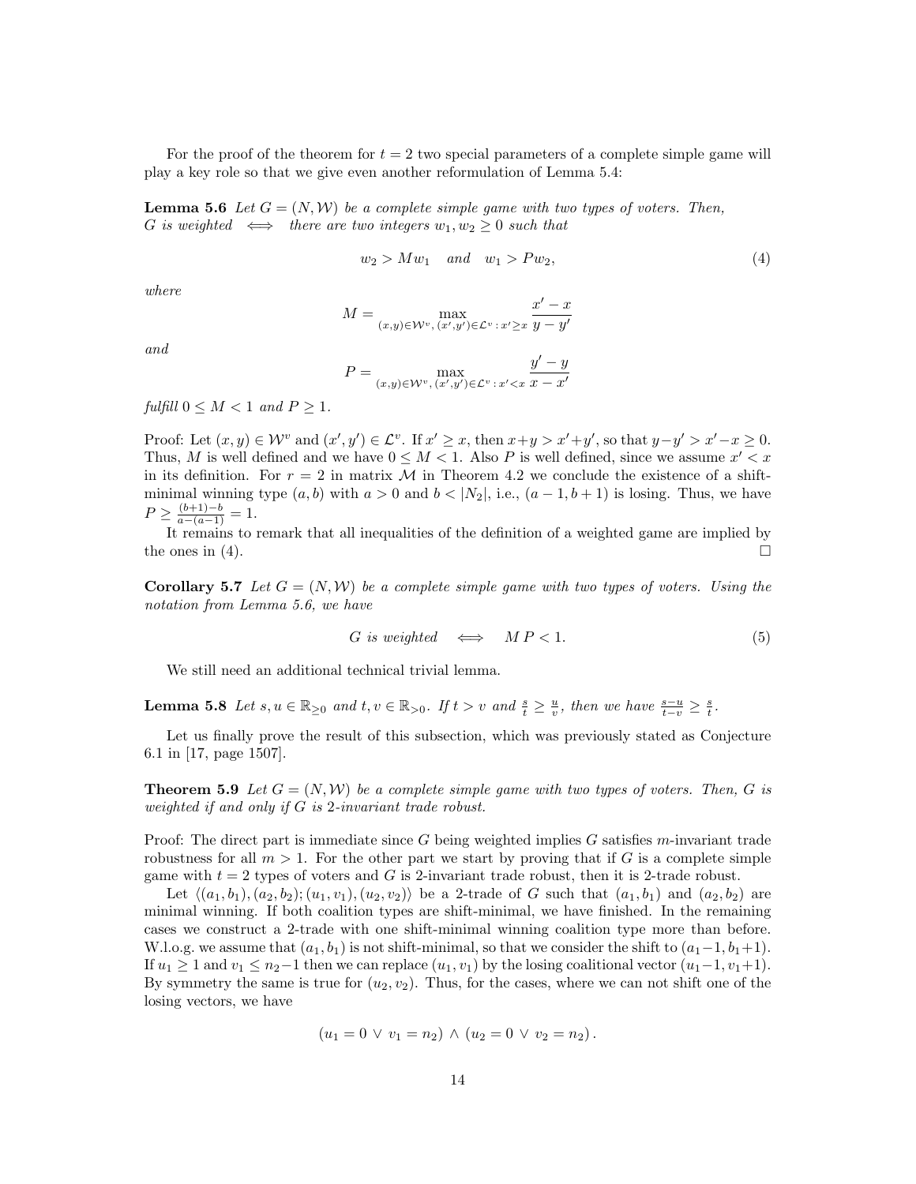For the proof of the theorem for $t = 2$ two special parameters of a complete simple game will play a key role so that we give even another reformulation of Lemma 5.4:

**Lemma 5.6** *Let $G = (N, \mathcal{W})$ be a complete simple game with two types of voters. Then, $G$ is weighted $\iff$ there are two integers $w_1, w_2 \geq 0$ such that*

$$w_2 > M w_1 \quad \text{and} \quad w_1 > P w_2, \tag{4}$$

*where*

$$M = \max_{(x,y) \in \mathcal{W}^v,\, (x',y') \in \mathcal{L}^v \,:\, x' \geq x} \frac{x' - x}{y - y'}$$

*and*

$$P = \max_{(x,y) \in \mathcal{W}^v,\, (x',y') \in \mathcal{L}^v \,:\, x' < x} \frac{y' - y}{x - x'}$$

*fulfill $0 \leq M < 1$ and $P \geq 1$.*

Proof: Let $(x, y) \in \mathcal{W}^v$ and $(x', y') \in \mathcal{L}^v$. If $x' \geq x$, then $x + y > x' + y'$, so that $y - y' > x' - x \geq 0$. Thus, $M$ is well defined and we have $0 \leq M < 1$. Also $P$ is well defined, since we assume $x' < x$ in its definition. For $r = 2$ in matrix $\mathcal{M}$ in Theorem 4.2 we conclude the existence of a shift-minimal winning type $(a, b)$ with $a > 0$ and $b < |N_2|$, i.e., $(a - 1, b + 1)$ is losing. Thus, we have $P \geq \frac{(b+1)-b}{a-(a-1)} = 1$.

It remains to remark that all inequalities of the definition of a weighted game are implied by the ones in (4). $\square$

**Corollary 5.7** *Let $G = (N, \mathcal{W})$ be a complete simple game with two types of voters. Using the notation from Lemma 5.6, we have*

$$G \text{ is weighted} \iff M\, P < 1. \tag{5}$$

We still need an additional technical trivial lemma.

**Lemma 5.8** *Let $s, u \in \mathbb{R}_{\geq 0}$ and $t, v \in \mathbb{R}_{>0}$. If $t > v$ and $\frac{s}{t} \geq \frac{u}{v}$, then we have $\frac{s-u}{t-v} \geq \frac{s}{t}$.*

Let us finally prove the result of this subsection, which was previously stated as Conjecture 6.1 in [17, page 1507].

**Theorem 5.9** *Let $G = (N, \mathcal{W})$ be a complete simple game with two types of voters. Then, $G$ is weighted if and only if $G$ is 2-invariant trade robust.*

Proof: The direct part is immediate since $G$ being weighted implies $G$ satisfies $m$-invariant trade robustness for all $m > 1$. For the other part we start by proving that if $G$ is a complete simple game with $t = 2$ types of voters and $G$ is 2-invariant trade robust, then it is 2-trade robust.

Let $\langle (a_1, b_1), (a_2, b_2); (u_1, v_1), (u_2, v_2) \rangle$ be a 2-trade of $G$ such that $(a_1, b_1)$ and $(a_2, b_2)$ are minimal winning. If both coalition types are shift-minimal, we have finished. In the remaining cases we construct a 2-trade with one shift-minimal winning coalition type more than before. W.l.o.g. we assume that $(a_1, b_1)$ is not shift-minimal, so that we consider the shift to $(a_1 - 1, b_1 + 1)$. If $u_1 \geq 1$ and $v_1 \leq n_2 - 1$ then we can replace $(u_1, v_1)$ by the losing coalitional vector $(u_1 - 1, v_1 + 1)$. By symmetry the same is true for $(u_2, v_2)$. Thus, for the cases, where we can not shift one of the losing vectors, we have

$$(u_1 = 0 \,\vee\, v_1 = n_2) \wedge (u_2 = 0 \,\vee\, v_2 = n_2).$$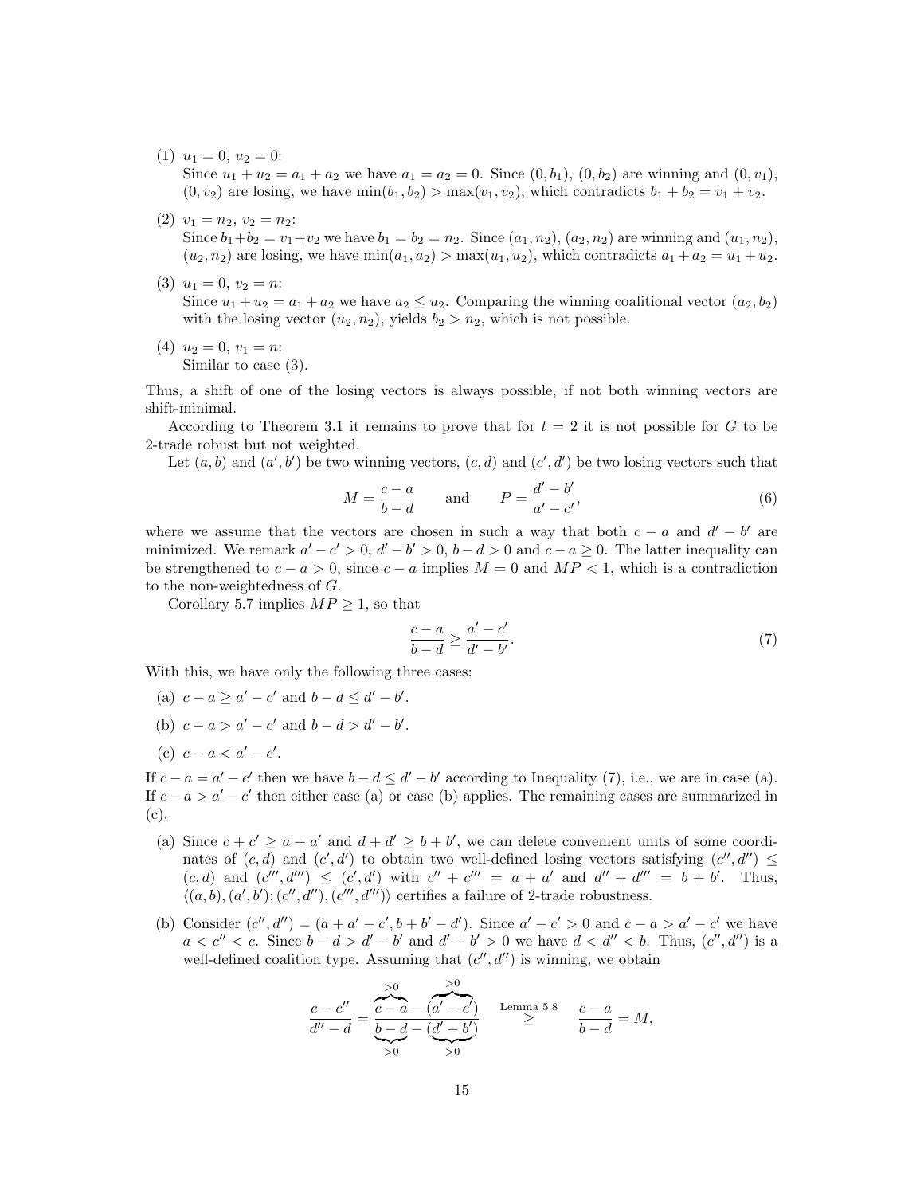(1) $u_1 = 0$, $u_2 = 0$:
Since $u_1 + u_2 = a_1 + a_2$ we have $a_1 = a_2 = 0$. Since $(0, b_1)$, $(0, b_2)$ are winning and $(0, v_1)$, $(0, v_2)$ are losing, we have $\min(b_1, b_2) > \max(v_1, v_2)$, which contradicts $b_1 + b_2 = v_1 + v_2$.

(2) $v_1 = n_2$, $v_2 = n_2$:
Since $b_1+b_2 = v_1+v_2$ we have $b_1 = b_2 = n_2$. Since $(a_1, n_2)$, $(a_2, n_2)$ are winning and $(u_1, n_2)$, $(u_2, n_2)$ are losing, we have $\min(a_1, a_2) > \max(u_1, u_2)$, which contradicts $a_1 + a_2 = u_1 + u_2$.

(3) $u_1 = 0$, $v_2 = n$:
Since $u_1 + u_2 = a_1 + a_2$ we have $a_2 \le u_2$. Comparing the winning coalitional vector $(a_2, b_2)$ with the losing vector $(u_2, n_2)$, yields $b_2 > n_2$, which is not possible.

(4) $u_2 = 0$, $v_1 = n$:
Similar to case (3).

Thus, a shift of one of the losing vectors is always possible, if not both winning vectors are shift-minimal.

According to Theorem 3.1 it remains to prove that for $t = 2$ it is not possible for $G$ to be 2-trade robust but not weighted.

Let $(a, b)$ and $(a', b')$ be two winning vectors, $(c, d)$ and $(c', d')$ be two losing vectors such that

$$M = \frac{c - a}{b - d} \qquad \text{and} \qquad P = \frac{d' - b'}{a' - c'}, \tag{6}$$

where we assume that the vectors are chosen in such a way that both $c - a$ and $d' - b'$ are minimized. We remark $a' - c' > 0$, $d' - b' > 0$, $b - d > 0$ and $c - a \ge 0$. The latter inequality can be strengthened to $c - a > 0$, since $c - a$ implies $M = 0$ and $MP < 1$, which is a contradiction to the non-weightedness of $G$.

Corollary 5.7 implies $MP \ge 1$, so that

$$\frac{c - a}{b - d} \ge \frac{a' - c'}{d' - b'}. \tag{7}$$

With this, we have only the following three cases:

(a) $c - a \ge a' - c'$ and $b - d \le d' - b'$.

(b) $c - a > a' - c'$ and $b - d > d' - b'$.

(c) $c - a < a' - c'$.

If $c - a = a' - c'$ then we have $b - d \le d' - b'$ according to Inequality (7), i.e., we are in case (a). If $c - a > a' - c'$ then either case (a) or case (b) applies. The remaining cases are summarized in (c).

(a) Since $c + c' \ge a + a'$ and $d + d' \ge b + b'$, we can delete convenient units of some coordinates of $(c, d)$ and $(c', d')$ to obtain two well-defined losing vectors satisfying $(c'', d'') \le (c, d)$ and $(c''', d''') \le (c', d')$ with $c'' + c''' = a + a'$ and $d'' + d''' = b + b'$. Thus, $\langle (a, b), (a', b'); (c'', d''), (c''', d''') \rangle$ certifies a failure of 2-trade robustness.

(b) Consider $(c'', d'') = (a + a' - c', b + b' - d')$. Since $a' - c' > 0$ and $c - a > a' - c'$ we have $a < c'' < c$. Since $b - d > d' - b'$ and $d' - b' > 0$ we have $d < d'' < b$. Thus, $(c'', d'')$ is a well-defined coalition type. Assuming that $(c'', d'')$ is winning, we obtain

$$\frac{c - c''}{d'' - d} = \frac{\overbrace{c - a}^{>0} - \overbrace{(a' - c')}^{>0}}{\underbrace{b - d}_{>0} - \underbrace{(d' - b')}_{>0}} \overset{\text{Lemma 5.8}}{\ge} \frac{c - a}{b - d} = M,$$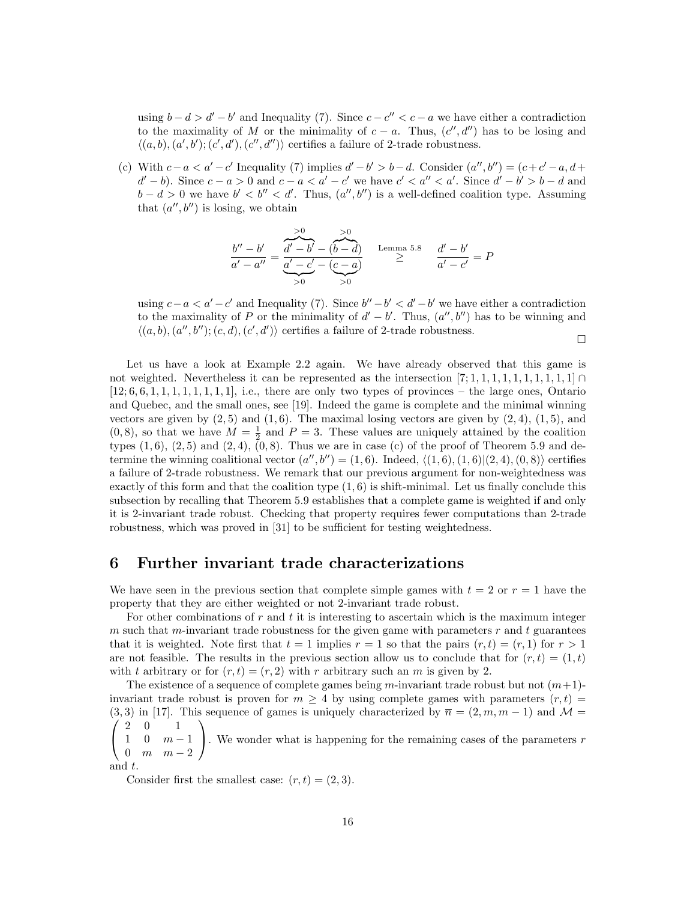using $b-d > d'-b'$ and Inequality (7). Since $c-c'' < c-a$ we have either a contradiction to the maximality of $M$ or the minimality of $c-a$. Thus, $(c'',d'')$ has to be losing and $\langle (a,b),(a',b');(c',d'),(c'',d'')\rangle$ certifies a failure of 2-trade robustness.

(c) With $c-a < a'-c'$ Inequality (7) implies $d'-b' > b-d$. Consider $(a'',b'') = (c+c'-a, d+d'-b)$. Since $c-a>0$ and $c-a < a'-c'$ we have $c' < a'' < a'$. Since $d'-b' > b-d$ and $b-d>0$ we have $b' < b'' < d'$. Thus, $(a'',b'')$ is a well-defined coalition type. Assuming that $(a'',b'')$ is losing, we obtain

$$\frac{b''-b'}{a'-a''} = \frac{\overbrace{d'-b'}^{>0} - \overbrace{(b-d)}^{>0}}{\underbrace{a'-c'}_{>0} - \underbrace{(c-a)}_{>0}} \overset{\text{Lemma 5.8}}{\geq} \frac{d'-b'}{a'-c'} = P$$

using $c-a < a'-c'$ and Inequality (7). Since $b''-b' < d'-b'$ we have either a contradiction to the maximality of $P$ or the minimality of $d'-b'$. Thus, $(a'',b'')$ has to be winning and $\langle (a,b),(a'',b'');(c,d),(c',d')\rangle$ certifies a failure of 2-trade robustness.

□

Let us have a look at Example 2.2 again. We have already observed that this game is not weighted. Nevertheless it can be represented as the intersection $[7;1,1,1,1,1,1,1,1,1,1] \cap [12;6,6,1,1,1,1,1,1,1,1]$, i.e., there are only two types of provinces – the large ones, Ontario and Quebec, and the small ones, see [19]. Indeed the game is complete and the minimal winning vectors are given by $(2,5)$ and $(1,6)$. The maximal losing vectors are given by $(2,4)$, $(1,5)$, and $(0,8)$, so that we have $M=\frac{1}{2}$ and $P=3$. These values are uniquely attained by the coalition types $(1,6)$, $(2,5)$ and $(2,4)$, $(0,8)$. Thus we are in case (c) of the proof of Theorem 5.9 and determine the winning coalitional vector $(a'',b'')=(1,6)$. Indeed, $\langle (1,6),(1,6)|(2,4),(0,8)\rangle$ certifies a failure of 2-trade robustness. We remark that our previous argument for non-weightedness was exactly of this form and that the coalition type $(1,6)$ is shift-minimal. Let us finally conclude this subsection by recalling that Theorem 5.9 establishes that a complete game is weighted if and only it is 2-invariant trade robust. Checking that property requires fewer computations than 2-trade robustness, which was proved in [31] to be sufficient for testing weightedness.

# 6 Further invariant trade characterizations

We have seen in the previous section that complete simple games with $t=2$ or $r=1$ have the property that they are either weighted or not 2-invariant trade robust.

For other combinations of $r$ and $t$ it is interesting to ascertain which is the maximum integer $m$ such that $m$-invariant trade robustness for the given game with parameters $r$ and $t$ guarantees that it is weighted. Note first that $t=1$ implies $r=1$ so that the pairs $(r,t)=(r,1)$ for $r>1$ are not feasible. The results in the previous section allow us to conclude that for $(r,t)=(1,t)$ with $t$ arbitrary or for $(r,t)=(r,2)$ with $r$ arbitrary such an $m$ is given by 2.

The existence of a sequence of complete games being $m$-invariant trade robust but not $(m+1)$-invariant trade robust is proven for $m \geq 4$ by using complete games with parameters $(r,t) = (3,3)$ in [17]. This sequence of games is uniquely characterized by $\overline{n} = (2,m,m-1)$ and $\mathcal{M} = \begin{pmatrix} 2 & 0 & 1 \\ 1 & 0 & m-1 \\ 0 & m & m-2 \end{pmatrix}$. We wonder what is happening for the remaining cases of the parameters $r$ and $t$.

Consider first the smallest case: $(r,t)=(2,3)$.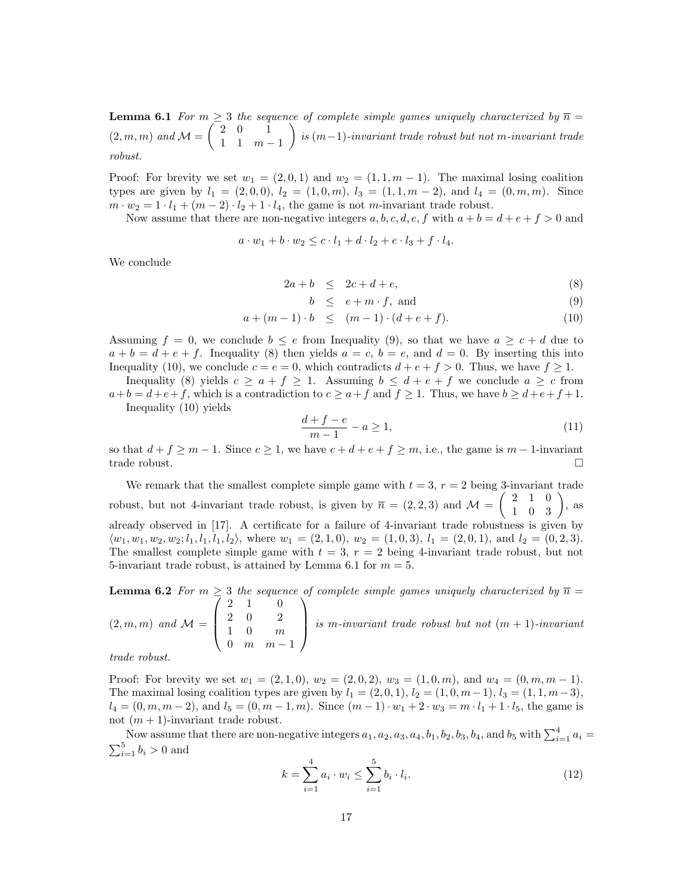**Lemma 6.1** *For $m \geq 3$ the sequence of complete simple games uniquely characterized by $\overline{n} = (2, m, m)$ and $\mathcal{M} = \begin{pmatrix} 2 & 0 & 1 \\ 1 & 1 & m-1 \end{pmatrix}$ is $(m-1)$-invariant trade robust but not $m$-invariant trade robust.*

Proof: For brevity we set $w_1 = (2, 0, 1)$ and $w_2 = (1, 1, m-1)$. The maximal losing coalition types are given by $l_1 = (2, 0, 0)$, $l_2 = (1, 0, m)$, $l_3 = (1, 1, m-2)$, and $l_4 = (0, m, m)$. Since $m \cdot w_2 = 1 \cdot l_1 + (m-2) \cdot l_2 + 1 \cdot l_4$, the game is not $m$-invariant trade robust.

Now assume that there are non-negative integers $a, b, c, d, e, f$ with $a + b = d + e + f > 0$ and

$$a \cdot w_1 + b \cdot w_2 \leq c \cdot l_1 + d \cdot l_2 + e \cdot l_3 + f \cdot l_4.$$

We conclude

$$2a + b \leq 2c + d + e, \tag{8}$$

$$b \leq e + m \cdot f, \text{ and} \tag{9}$$

$$a + (m-1) \cdot b \leq (m-1) \cdot (d + e + f). \tag{10}$$

Assuming $f = 0$, we conclude $b \leq e$ from Inequality (9), so that we have $a \geq c + d$ due to $a + b = d + e + f$. Inequality (8) then yields $a = c$, $b = e$, and $d = 0$. By inserting this into Inequality (10), we conclude $c = e = 0$, which contradicts $d + e + f > 0$. Thus, we have $f \geq 1$.

Inequality (8) yields $c \geq a + f \geq 1$. Assuming $b \leq d + e + f$ we conclude $a \geq c$ from $a+b = d+e+f$, which is a contradiction to $c \geq a+f$ and $f \geq 1$. Thus, we have $b \geq d+e+f+1$.

Inequality (10) yields

$$\frac{d + f - e}{m - 1} - a \geq 1, \tag{11}$$

so that $d + f \geq m - 1$. Since $c \geq 1$, we have $c + d + e + f \geq m$, i.e., the game is $m-1$-invariant trade robust. □

We remark that the smallest complete simple game with $t = 3$, $r = 2$ being 3-invariant trade robust, but not 4-invariant trade robust, is given by $\overline{n} = (2, 2, 3)$ and $\mathcal{M} = \begin{pmatrix} 2 & 1 & 0 \\ 1 & 0 & 3 \end{pmatrix}$, as already observed in [17]. A certificate for a failure of 4-invariant trade robustness is given by $\langle w_1, w_1, w_2, w_2; l_1, l_1, l_1, l_2 \rangle$, where $w_1 = (2, 1, 0)$, $w_2 = (1, 0, 3)$, $l_1 = (2, 0, 1)$, and $l_2 = (0, 2, 3)$. The smallest complete simple game with $t = 3$, $r = 2$ being 4-invariant trade robust, but not 5-invariant trade robust, is attained by Lemma 6.1 for $m = 5$.

**Lemma 6.2** *For $m \geq 3$ the sequence of complete simple games uniquely characterized by $\overline{n} = (2, m, m)$ and $\mathcal{M} = \begin{pmatrix} 2 & 1 & 0 \\ 2 & 0 & 2 \\ 1 & 0 & m \\ 0 & m & m-1 \end{pmatrix}$ is $m$-invariant trade robust but not $(m+1)$-invariant trade robust.*

Proof: For brevity we set $w_1 = (2, 1, 0)$, $w_2 = (2, 0, 2)$, $w_3 = (1, 0, m)$, and $w_4 = (0, m, m-1)$. The maximal losing coalition types are given by $l_1 = (2, 0, 1)$, $l_2 = (1, 0, m-1)$, $l_3 = (1, 1, m-3)$, $l_4 = (0, m, m-2)$, and $l_5 = (0, m-1, m)$. Since $(m-1) \cdot w_1 + 2 \cdot w_3 = m \cdot l_1 + 1 \cdot l_5$, the game is not $(m+1)$-invariant trade robust.

Now assume that there are non-negative integers $a_1, a_2, a_3, a_4, b_1, b_2, b_3, b_4$, and $b_5$ with $\sum_{i=1}^{4} a_i = \sum_{i=1}^{5} b_i > 0$ and

$$k = \sum_{i=1}^{4} a_i \cdot w_i \leq \sum_{i=1}^{5} b_i \cdot l_i. \tag{12}$$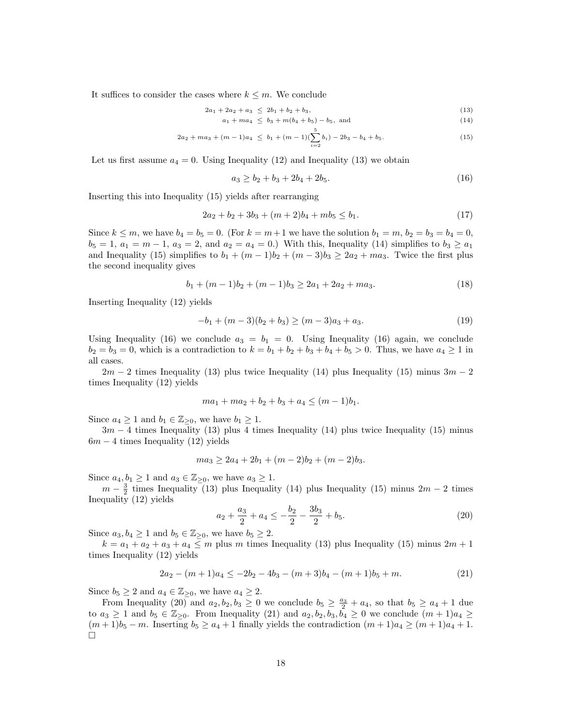It suffices to consider the cases where $k \leq m$. We conclude

$$2a_1 + 2a_2 + a_3 \;\leq\; 2b_1 + b_2 + b_3, \tag{13}$$

$$a_1 + ma_4 \;\leq\; b_3 + m(b_4 + b_5) - b_5, \text{ and} \tag{14}$$

$$2a_2 + ma_3 + (m-1)a_4 \;\leq\; b_1 + (m-1)(\sum_{i=2}^{5} b_i) - 2b_3 - b_4 + b_5. \tag{15}$$

Let us first assume $a_4 = 0$. Using Inequality (12) and Inequality (13) we obtain

$$a_3 \geq b_2 + b_3 + 2b_4 + 2b_5. \tag{16}$$

Inserting this into Inequality (15) yields after rearranging

$$2a_2 + b_2 + 3b_3 + (m+2)b_4 + mb_5 \leq b_1. \tag{17}$$

Since $k \leq m$, we have $b_4 = b_5 = 0$. (For $k = m+1$ we have the solution $b_1 = m$, $b_2 = b_3 = b_4 = 0$, $b_5 = 1$, $a_1 = m-1$, $a_3 = 2$, and $a_2 = a_4 = 0$.) With this, Inequality (14) simplifies to $b_3 \geq a_1$ and Inequality (15) simplifies to $b_1 + (m-1)b_2 + (m-3)b_3 \geq 2a_2 + ma_3$. Twice the first plus the second inequality gives

$$b_1 + (m-1)b_2 + (m-1)b_3 \geq 2a_1 + 2a_2 + ma_3. \tag{18}$$

Inserting Inequality (12) yields

$$-b_1 + (m-3)(b_2 + b_3) \geq (m-3)a_3 + a_3. \tag{19}$$

Using Inequality (16) we conclude $a_3 = b_1 = 0$. Using Inequality (16) again, we conclude $b_2 = b_3 = 0$, which is a contradiction to $k = b_1 + b_2 + b_3 + b_4 + b_5 > 0$. Thus, we have $a_4 \geq 1$ in all cases.

$2m-2$ times Inequality (13) plus twice Inequality (14) plus Inequality (15) minus $3m-2$ times Inequality (12) yields

$$ma_1 + ma_2 + b_2 + b_3 + a_4 \leq (m-1)b_1.$$

Since $a_4 \geq 1$ and $b_1 \in \mathbb{Z}_{\geq 0}$, we have $b_1 \geq 1$.

$3m-4$ times Inequality (13) plus 4 times Inequality (14) plus twice Inequality (15) minus $6m-4$ times Inequality (12) yields

$$ma_3 \geq 2a_4 + 2b_1 + (m-2)b_2 + (m-2)b_3.$$

Since $a_4, b_1 \geq 1$ and $a_3 \in \mathbb{Z}_{\geq 0}$, we have $a_3 \geq 1$.

$m - \frac{3}{2}$ times Inequality (13) plus Inequality (14) plus Inequality (15) minus $2m-2$ times Inequality (12) yields

$$a_2 + \frac{a_3}{2} + a_4 \leq -\frac{b_2}{2} - \frac{3b_3}{2} + b_5. \tag{20}$$

Since $a_3, b_4 \geq 1$ and $b_5 \in \mathbb{Z}_{\geq 0}$, we have $b_5 \geq 2$.

$k = a_1 + a_2 + a_3 + a_4 \leq m$ plus $m$ times Inequality (13) plus Inequality (15) minus $2m+1$ times Inequality (12) yields

$$2a_2 - (m+1)a_4 \leq -2b_2 - 4b_3 - (m+3)b_4 - (m+1)b_5 + m. \tag{21}$$

Since $b_5 \geq 2$ and $a_4 \in \mathbb{Z}_{\geq 0}$, we have $a_4 \geq 2$.

From Inequality (20) and $a_2, b_2, b_3 \geq 0$ we conclude $b_5 \geq \frac{a_3}{2} + a_4$, so that $b_5 \geq a_4 + 1$ due to $a_3 \geq 1$ and $b_5 \in \mathbb{Z}_{\geq 0}$. From Inequality (21) and $a_2, b_2, b_3, b_4 \geq 0$ we conclude $(m+1)a_4 \geq (m+1)b_5 - m$. Inserting $b_5 \geq a_4 + 1$ finally yields the contradiction $(m+1)a_4 \geq (m+1)a_4 + 1$. □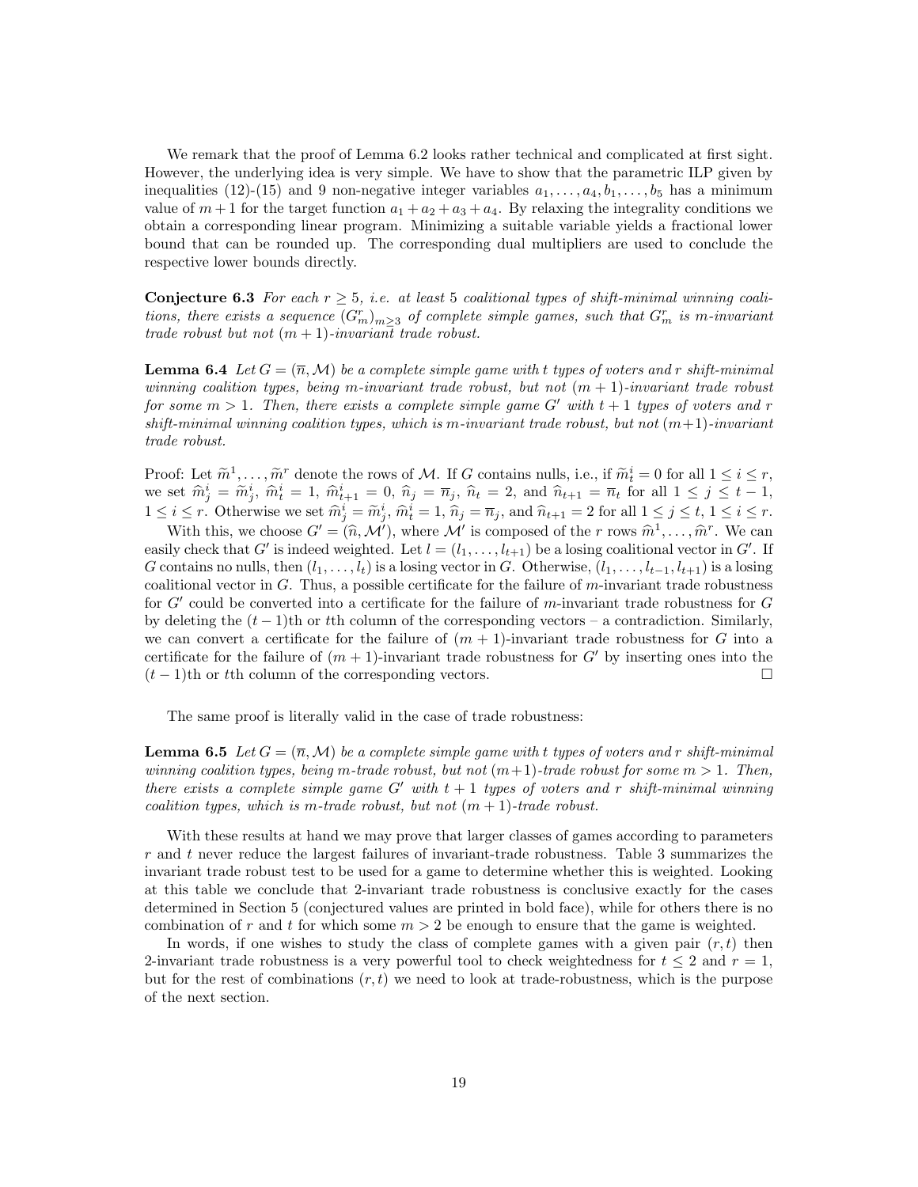We remark that the proof of Lemma 6.2 looks rather technical and complicated at first sight. However, the underlying idea is very simple. We have to show that the parametric ILP given by inequalities (12)-(15) and 9 non-negative integer variables $a_1, \ldots, a_4, b_1, \ldots, b_5$ has a minimum value of $m+1$ for the target function $a_1 + a_2 + a_3 + a_4$. By relaxing the integrality conditions we obtain a corresponding linear program. Minimizing a suitable variable yields a fractional lower bound that can be rounded up. The corresponding dual multipliers are used to conclude the respective lower bounds directly.

**Conjecture 6.3** *For each $r \geq 5$, i.e. at least 5 coalitional types of shift-minimal winning coalitions, there exists a sequence $(G_m^r)_{m\geq 3}$ of complete simple games, such that $G_m^r$ is m-invariant trade robust but not $(m+1)$-invariant trade robust.*

**Lemma 6.4** *Let $G = (\overline{n}, \mathcal{M})$ be a complete simple game with t types of voters and r shift-minimal winning coalition types, being m-invariant trade robust, but not $(m+1)$-invariant trade robust for some $m > 1$. Then, there exists a complete simple game $G'$ with $t+1$ types of voters and r shift-minimal winning coalition types, which is m-invariant trade robust, but not $(m+1)$-invariant trade robust.*

Proof: Let $\widetilde{m}^1, \ldots, \widetilde{m}^r$ denote the rows of $\mathcal{M}$. If $G$ contains nulls, i.e., if $\widetilde{m}_t^i = 0$ for all $1 \leq i \leq r$, we set $\widehat{m}_j^i = \widetilde{m}_j^i$, $\widehat{m}_t^i = 1$, $\widehat{m}_{t+1}^i = 0$, $\widehat{n}_j = \overline{n}_j$, $\widehat{n}_t = 2$, and $\widehat{n}_{t+1} = \overline{n}_t$ for all $1 \leq j \leq t-1$, $1 \leq i \leq r$. Otherwise we set $\widehat{m}_j^i = \widetilde{m}_j^i$, $\widehat{m}_t^i = 1$, $\widehat{n}_j = \overline{n}_j$, and $\widehat{n}_{t+1} = 2$ for all $1 \leq j \leq t$, $1 \leq i \leq r$.

With this, we choose $G' = (\widehat{n}, \mathcal{M}')$, where $\mathcal{M}'$ is composed of the $r$ rows $\widehat{m}^1, \ldots, \widehat{m}^r$. We can easily check that $G'$ is indeed weighted. Let $l = (l_1, \ldots, l_{t+1})$ be a losing coalitional vector in $G'$. If $G$ contains no nulls, then $(l_1, \ldots, l_t)$ is a losing vector in $G$. Otherwise, $(l_1, \ldots, l_{t-1}, l_{t+1})$ is a losing coalitional vector in $G$. Thus, a possible certificate for the failure of $m$-invariant trade robustness for $G'$ could be converted into a certificate for the failure of $m$-invariant trade robustness for $G$ by deleting the $(t-1)$th or $t$th column of the corresponding vectors – a contradiction. Similarly, we can convert a certificate for the failure of $(m+1)$-invariant trade robustness for $G$ into a certificate for the failure of $(m+1)$-invariant trade robustness for $G'$ by inserting ones into the $(t-1)$th or $t$th column of the corresponding vectors. □

The same proof is literally valid in the case of trade robustness:

**Lemma 6.5** *Let $G = (\overline{n}, \mathcal{M})$ be a complete simple game with t types of voters and r shift-minimal winning coalition types, being m-trade robust, but not $(m+1)$-trade robust for some $m > 1$. Then, there exists a complete simple game $G'$ with $t+1$ types of voters and r shift-minimal winning coalition types, which is m-trade robust, but not $(m+1)$-trade robust.*

With these results at hand we may prove that larger classes of games according to parameters $r$ and $t$ never reduce the largest failures of invariant-trade robustness. Table 3 summarizes the invariant trade robust test to be used for a game to determine whether this is weighted. Looking at this table we conclude that 2-invariant trade robustness is conclusive exactly for the cases determined in Section 5 (conjectured values are printed in bold face), while for others there is no combination of $r$ and $t$ for which some $m > 2$ be enough to ensure that the game is weighted.

In words, if one wishes to study the class of complete games with a given pair $(r, t)$ then 2-invariant trade robustness is a very powerful tool to check weightedness for $t \leq 2$ and $r = 1$, but for the rest of combinations $(r, t)$ we need to look at trade-robustness, which is the purpose of the next section.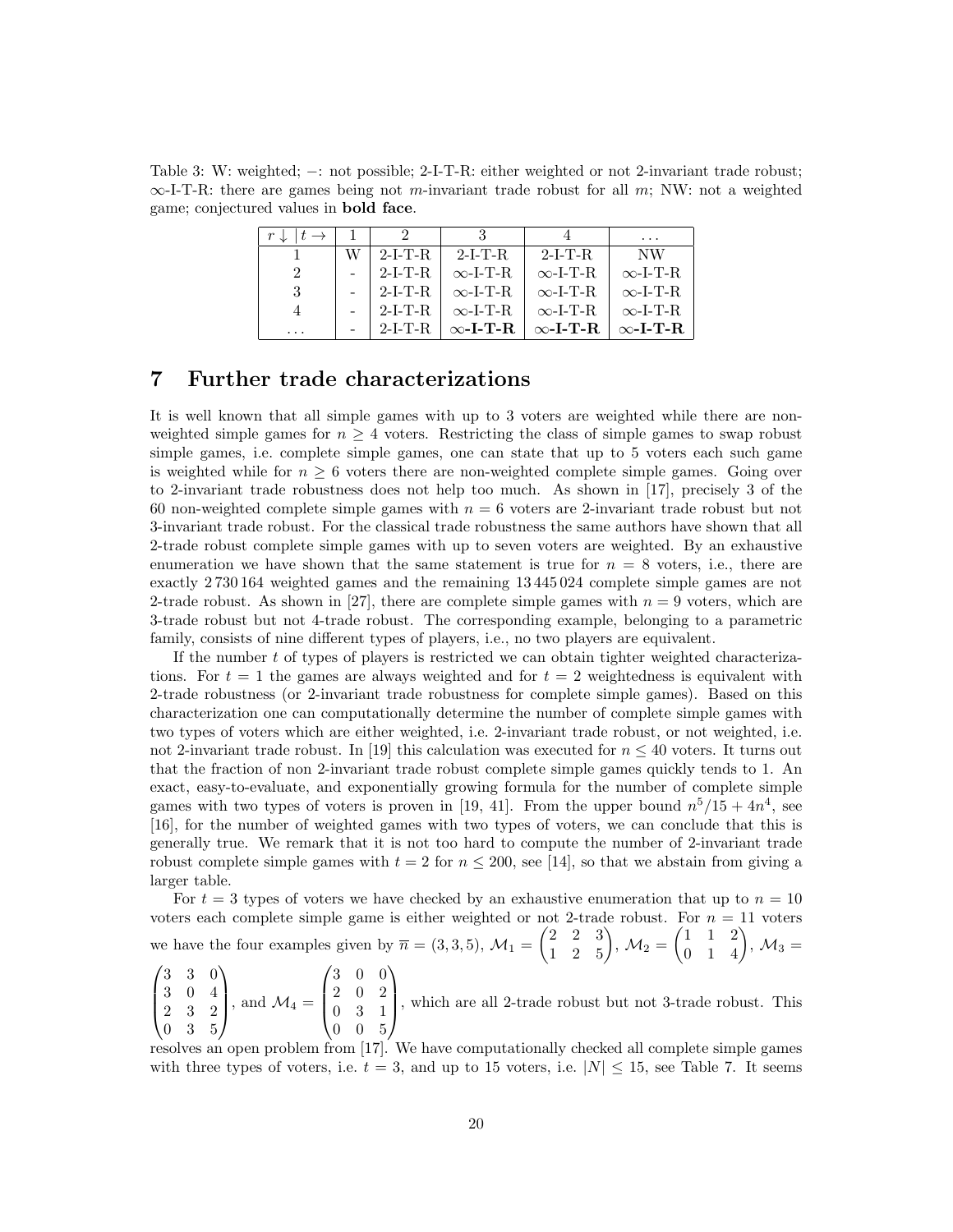Table 3: W: weighted; −: not possible; 2-I-T-R: either weighted or not 2-invariant trade robust; ∞-I-T-R: there are games being not $m$-invariant trade robust for all $m$; NW: not a weighted game; conjectured values in **bold face**.

| $r \downarrow \mid t \rightarrow$ | 1 | 2 | 3 | 4 | ... |
|---|---|---|---|---|---|
| 1 | W | 2-I-T-R | 2-I-T-R | 2-I-T-R | NW |
| 2 | - | 2-I-T-R | ∞-I-T-R | ∞-I-T-R | ∞-I-T-R |
| 3 | - | 2-I-T-R | ∞-I-T-R | ∞-I-T-R | ∞-I-T-R |
| 4 | - | 2-I-T-R | ∞-I-T-R | ∞-I-T-R | ∞-I-T-R |
| ... | - | 2-I-T-R | **∞-I-T-R** | **∞-I-T-R** | **∞-I-T-R** |

# 7 Further trade characterizations

It is well known that all simple games with up to 3 voters are weighted while there are non-weighted simple games for $n \ge 4$ voters. Restricting the class of simple games to swap robust simple games, i.e. complete simple games, one can state that up to 5 voters each such game is weighted while for $n \ge 6$ voters there are non-weighted complete simple games. Going over to 2-invariant trade robustness does not help too much. As shown in [17], precisely 3 of the 60 non-weighted complete simple games with $n = 6$ voters are 2-invariant trade robust but not 3-invariant trade robust. For the classical trade robustness the same authors have shown that all 2-trade robust complete simple games with up to seven voters are weighted. By an exhaustive enumeration we have shown that the same statement is true for $n = 8$ voters, i.e., there are exactly 2 730 164 weighted games and the remaining 13 445 024 complete simple games are not 2-trade robust. As shown in [27], there are complete simple games with $n = 9$ voters, which are 3-trade robust but not 4-trade robust. The corresponding example, belonging to a parametric family, consists of nine different types of players, i.e., no two players are equivalent.

If the number $t$ of types of players is restricted we can obtain tighter weighted characterizations. For $t = 1$ the games are always weighted and for $t = 2$ weightedness is equivalent with 2-trade robustness (or 2-invariant trade robustness for complete simple games). Based on this characterization one can computationally determine the number of complete simple games with two types of voters which are either weighted, i.e. 2-invariant trade robust, or not weighted, i.e. not 2-invariant trade robust. In [19] this calculation was executed for $n \le 40$ voters. It turns out that the fraction of non 2-invariant trade robust complete simple games quickly tends to 1. An exact, easy-to-evaluate, and exponentially growing formula for the number of complete simple games with two types of voters is proven in [19, 41]. From the upper bound $n^5/15 + 4n^4$, see [16], for the number of weighted games with two types of voters, we can conclude that this is generally true. We remark that it is not too hard to compute the number of 2-invariant trade robust complete simple games with $t = 2$ for $n \le 200$, see [14], so that we abstain from giving a larger table.

For $t = 3$ types of voters we have checked by an exhaustive enumeration that up to $n = 10$ voters each complete simple game is either weighted or not 2-trade robust. For $n = 11$ voters we have the four examples given by $\overline{n} = (3, 3, 5)$, $\mathcal{M}_1 = \begin{pmatrix} 2 & 2 & 3 \\ 1 & 2 & 5 \end{pmatrix}$, $\mathcal{M}_2 = \begin{pmatrix} 1 & 1 & 2 \\ 0 & 1 & 4 \end{pmatrix}$, $\mathcal{M}_3 = \begin{pmatrix} 3 & 3 & 0 \\ 3 & 0 & 4 \\ 2 & 3 & 2 \\ 0 & 3 & 5 \end{pmatrix}$, and $\mathcal{M}_4 = \begin{pmatrix} 3 & 0 & 0 \\ 2 & 0 & 2 \\ 0 & 3 & 1 \\ 0 & 0 & 5 \end{pmatrix}$, which are all 2-trade robust but not 3-trade robust. This resolves an open problem from [17]. We have computationally checked all complete simple games with three types of voters, i.e. $t = 3$, and up to 15 voters, i.e. $|N| \le 15$, see Table 7. It seems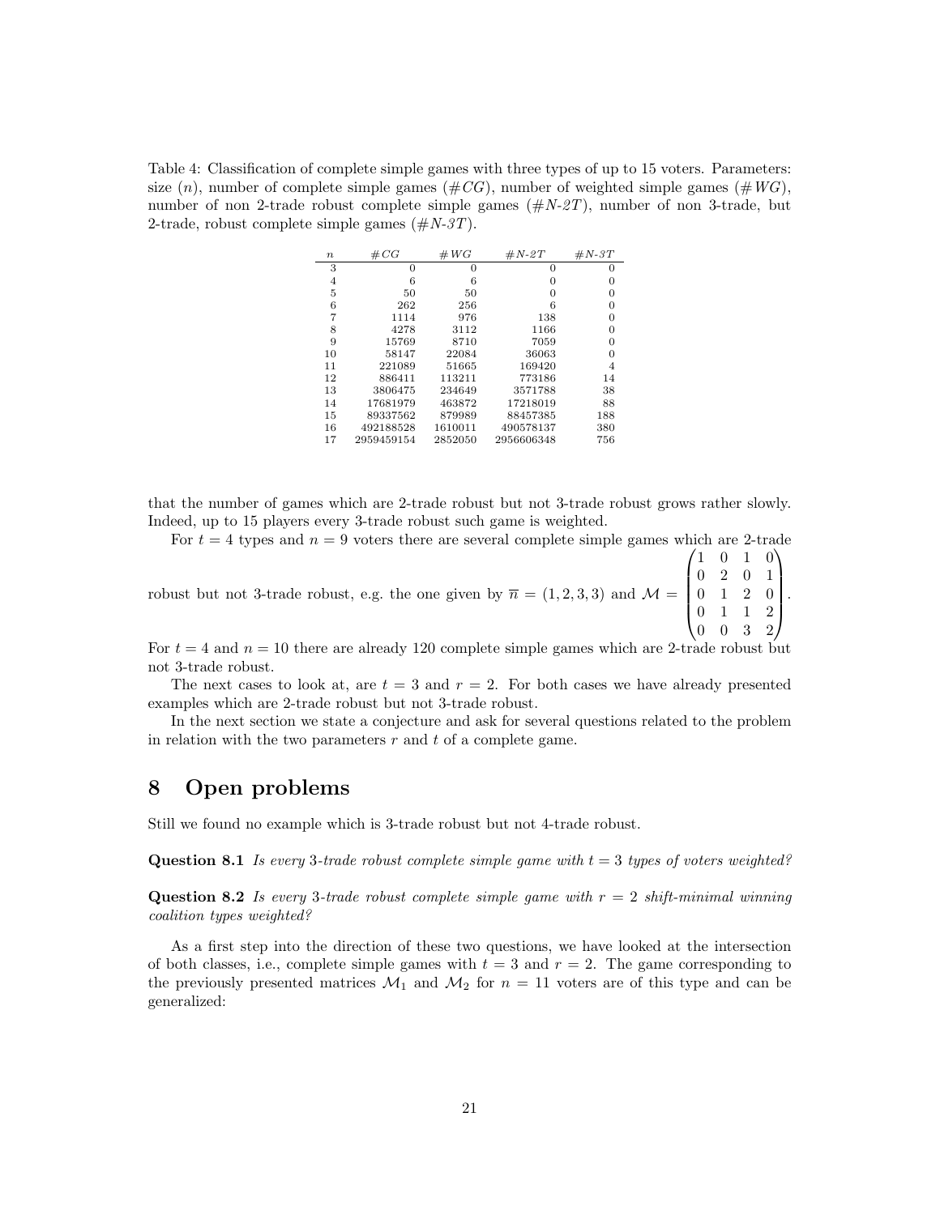Table 4: Classification of complete simple games with three types of up to 15 voters. Parameters: size ($n$), number of complete simple games ($\#CG$), number of weighted simple games ($\#WG$), number of non 2-trade robust complete simple games ($\#N\text{-}2T$), number of non 3-trade, but 2-trade, robust complete simple games ($\#N\text{-}3T$).

| $n$ | $\#CG$ | $\#WG$ | $\#N\text{-}2T$ | $\#N\text{-}3T$ |
|---|---|---|---|---|
| 3 | 0 | 0 | 0 | 0 |
| 4 | 6 | 6 | 0 | 0 |
| 5 | 50 | 50 | 0 | 0 |
| 6 | 262 | 256 | 6 | 0 |
| 7 | 1114 | 976 | 138 | 0 |
| 8 | 4278 | 3112 | 1166 | 0 |
| 9 | 15769 | 8710 | 7059 | 0 |
| 10 | 58147 | 22084 | 36063 | 0 |
| 11 | 221089 | 51665 | 169420 | 4 |
| 12 | 886411 | 113211 | 773186 | 14 |
| 13 | 3806475 | 234649 | 3571788 | 38 |
| 14 | 17681979 | 463872 | 17218019 | 88 |
| 15 | 89337562 | 879989 | 88457385 | 188 |
| 16 | 492188528 | 1610011 | 490578137 | 380 |
| 17 | 2959459154 | 2852050 | 2956606348 | 756 |

that the number of games which are 2-trade robust but not 3-trade robust grows rather slowly. Indeed, up to 15 players every 3-trade robust such game is weighted.

For $t = 4$ types and $n = 9$ voters there are several complete simple games which are 2-trade robust but not 3-trade robust, e.g. the one given by $\overline{n} = (1, 2, 3, 3)$ and $\mathcal{M} = \begin{pmatrix} 1 & 0 & 1 & 0 \\ 0 & 2 & 0 & 1 \\ 0 & 1 & 2 & 0 \\ 0 & 1 & 1 & 2 \\ 0 & 0 & 3 & 2 \end{pmatrix}$.
For $t = 4$ and $n = 10$ there are already 120 complete simple games which are 2-trade robust but not 3-trade robust.

The next cases to look at, are $t = 3$ and $r = 2$. For both cases we have already presented examples which are 2-trade robust but not 3-trade robust.

In the next section we state a conjecture and ask for several questions related to the problem in relation with the two parameters $r$ and $t$ of a complete game.

# 8 Open problems

Still we found no example which is 3-trade robust but not 4-trade robust.

**Question 8.1** *Is every 3-trade robust complete simple game with $t = 3$ types of voters weighted?*

**Question 8.2** *Is every 3-trade robust complete simple game with $r = 2$ shift-minimal winning coalition types weighted?*

As a first step into the direction of these two questions, we have looked at the intersection of both classes, i.e., complete simple games with $t = 3$ and $r = 2$. The game corresponding to the previously presented matrices $\mathcal{M}_1$ and $\mathcal{M}_2$ for $n = 11$ voters are of this type and can be generalized: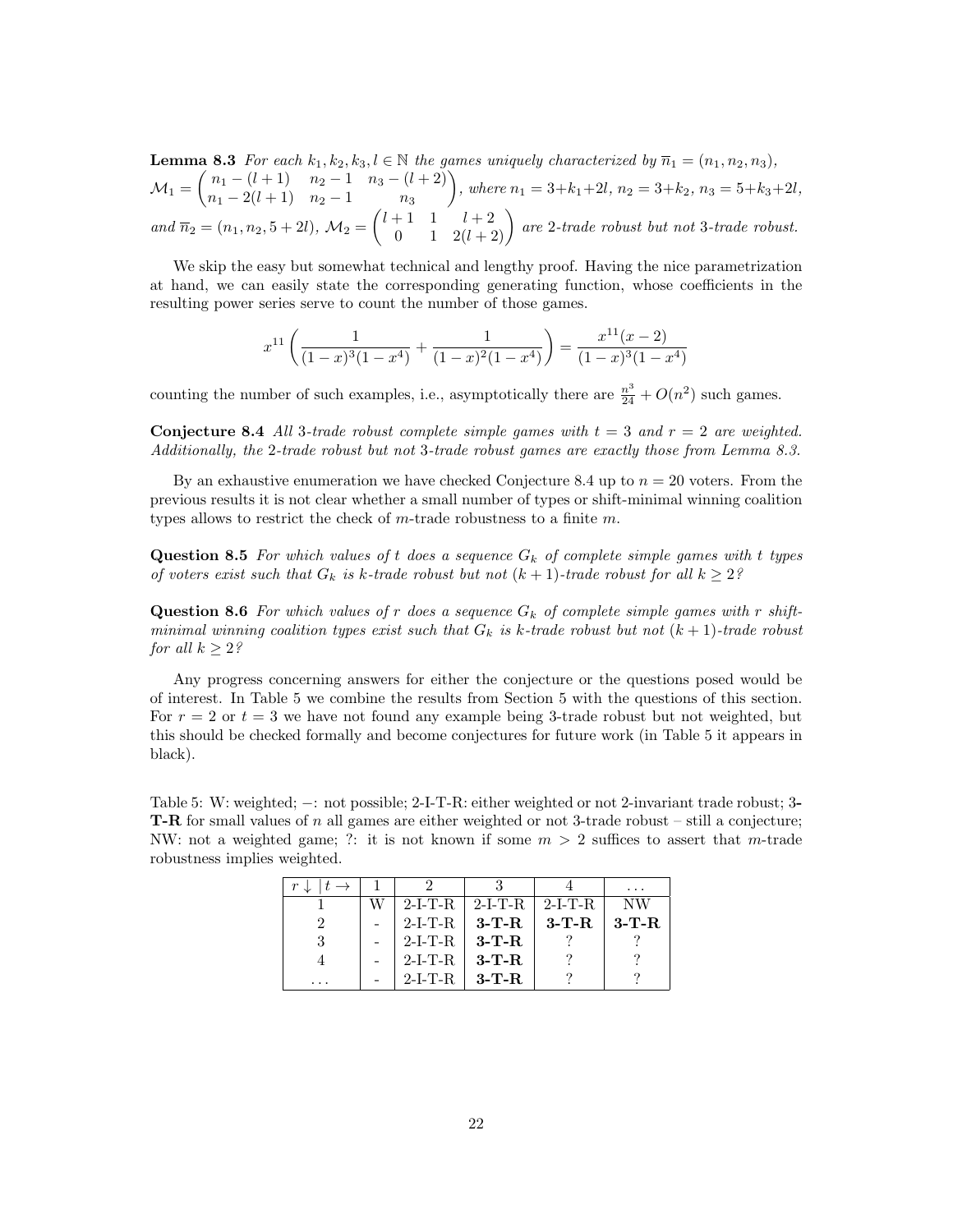**Lemma 8.3** *For each $k_1, k_2, k_3, l \in \mathbb{N}$ the games uniquely characterized by $\overline{n}_1 = (n_1, n_2, n_3)$, $\mathcal{M}_1 = \begin{pmatrix} n_1-(l+1) & n_2-1 & n_3-(l+2) \\ n_1-2(l+1) & n_2-1 & n_3 \end{pmatrix}$, where $n_1 = 3+k_1+2l$, $n_2 = 3+k_2$, $n_3 = 5+k_3+2l$, and $\overline{n}_2 = (n_1, n_2, 5+2l)$, $\mathcal{M}_2 = \begin{pmatrix} l+1 & 1 & l+2 \\ 0 & 1 & 2(l+2) \end{pmatrix}$ are 2-trade robust but not 3-trade robust.*

We skip the easy but somewhat technical and lengthy proof. Having the nice parametrization at hand, we can easily state the corresponding generating function, whose coefficients in the resulting power series serve to count the number of those games.

$$x^{11}\left(\frac{1}{(1-x)^3(1-x^4)} + \frac{1}{(1-x)^2(1-x^4)}\right) = \frac{x^{11}(x-2)}{(1-x)^3(1-x^4)}$$

counting the number of such examples, i.e., asymptotically there are $\frac{n^3}{24} + O(n^2)$ such games.

**Conjecture 8.4** *All 3-trade robust complete simple games with $t = 3$ and $r = 2$ are weighted. Additionally, the 2-trade robust but not 3-trade robust games are exactly those from Lemma 8.3.*

By an exhaustive enumeration we have checked Conjecture 8.4 up to $n = 20$ voters. From the previous results it is not clear whether a small number of types or shift-minimal winning coalition types allows to restrict the check of $m$-trade robustness to a finite $m$.

**Question 8.5** *For which values of $t$ does a sequence $G_k$ of complete simple games with $t$ types of voters exist such that $G_k$ is $k$-trade robust but not $(k+1)$-trade robust for all $k \geq 2$?*

**Question 8.6** *For which values of $r$ does a sequence $G_k$ of complete simple games with $r$ shift-minimal winning coalition types exist such that $G_k$ is $k$-trade robust but not $(k+1)$-trade robust for all $k \geq 2$?*

Any progress concerning answers for either the conjecture or the questions posed would be of interest. In Table 5 we combine the results from Section 5 with the questions of this section. For $r = 2$ or $t = 3$ we have not found any example being 3-trade robust but not weighted, but this should be checked formally and become conjectures for future work (in Table 5 it appears in black).

Table 5: W: weighted; −: not possible; 2-I-T-R: either weighted or not 2-invariant trade robust; **3-T-R** for small values of $n$ all games are either weighted or not 3-trade robust – still a conjecture; NW: not a weighted game; ?: it is not known if some $m > 2$ suffices to assert that $m$-trade robustness implies weighted.

| $r \downarrow \mid t \rightarrow$ | 1 | 2 | 3 | 4 | ... |
|---|---|---|---|---|---|
| 1 | W | 2-I-T-R | 2-I-T-R | 2-I-T-R | NW |
| 2 | - | 2-I-T-R | **3-T-R** | **3-T-R** | **3-T-R** |
| 3 | - | 2-I-T-R | **3-T-R** | ? | ? |
| 4 | - | 2-I-T-R | **3-T-R** | ? | ? |
| ... | - | 2-I-T-R | **3-T-R** | ? | ? |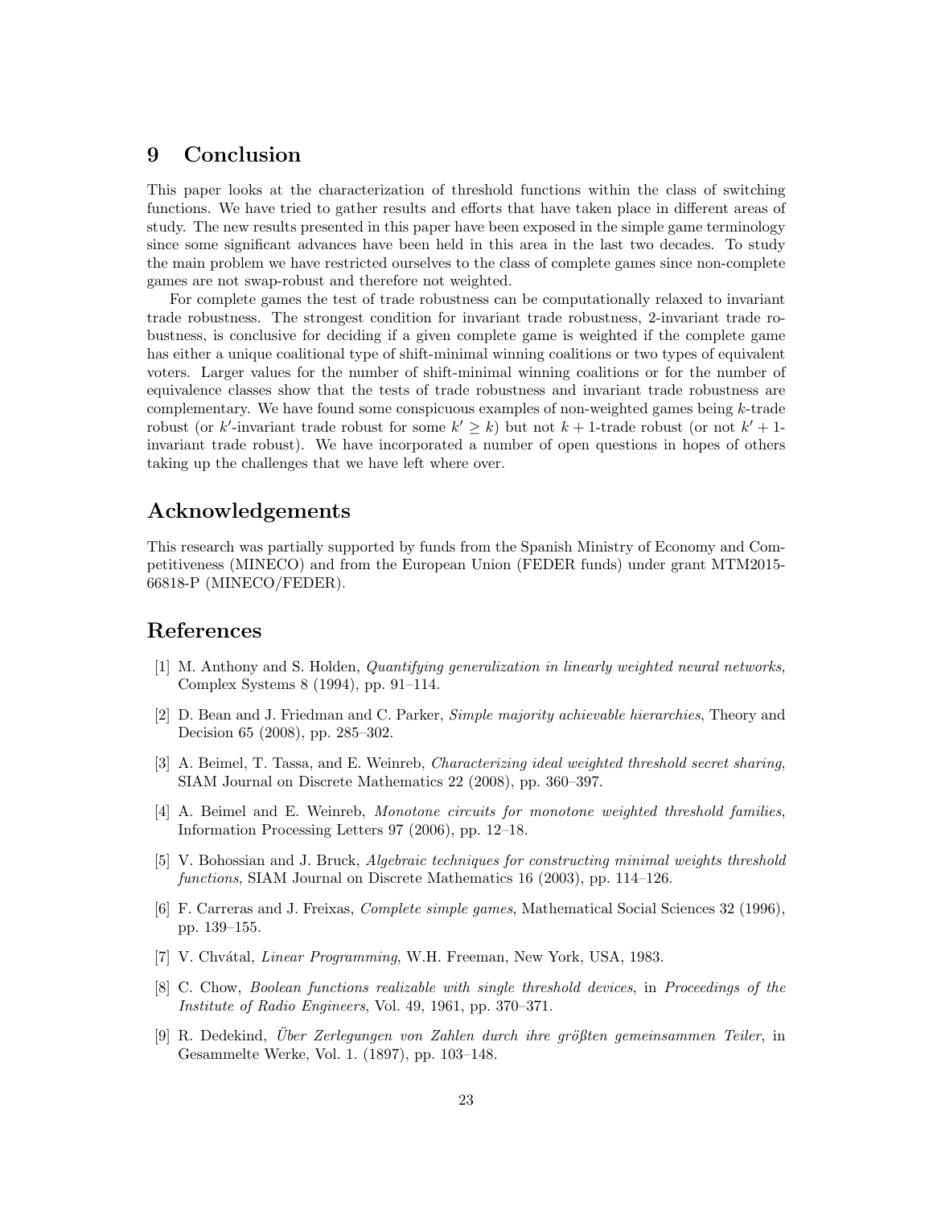## 9 Conclusion

This paper looks at the characterization of threshold functions within the class of switching functions. We have tried to gather results and efforts that have taken place in different areas of study. The new results presented in this paper have been exposed in the simple game terminology since some significant advances have been held in this area in the last two decades. To study the main problem we have restricted ourselves to the class of complete games since non-complete games are not swap-robust and therefore not weighted.

For complete games the test of trade robustness can be computationally relaxed to invariant trade robustness. The strongest condition for invariant trade robustness, 2-invariant trade robustness, is conclusive for deciding if a given complete game is weighted if the complete game has either a unique coalitional type of shift-minimal winning coalitions or two types of equivalent voters. Larger values for the number of shift-minimal winning coalitions or for the number of equivalence classes show that the tests of trade robustness and invariant trade robustness are complementary. We have found some conspicuous examples of non-weighted games being $k$-trade robust (or $k'$-invariant trade robust for some $k' \geq k$) but not $k+1$-trade robust (or not $k'+1$-invariant trade robust). We have incorporated a number of open questions in hopes of others taking up the challenges that we have left where over.

## Acknowledgements

This research was partially supported by funds from the Spanish Ministry of Economy and Competitiveness (MINECO) and from the European Union (FEDER funds) under grant MTM2015-66818-P (MINECO/FEDER).

## References

[1] M. Anthony and S. Holden, *Quantifying generalization in linearly weighted neural networks*, Complex Systems 8 (1994), pp. 91–114.

[2] D. Bean and J. Friedman and C. Parker, *Simple majority achievable hierarchies*, Theory and Decision 65 (2008), pp. 285–302.

[3] A. Beimel, T. Tassa, and E. Weinreb, *Characterizing ideal weighted threshold secret sharing*, SIAM Journal on Discrete Mathematics 22 (2008), pp. 360–397.

[4] A. Beimel and E. Weinreb, *Monotone circuits for monotone weighted threshold families*, Information Processing Letters 97 (2006), pp. 12–18.

[5] V. Bohossian and J. Bruck, *Algebraic techniques for constructing minimal weights threshold functions*, SIAM Journal on Discrete Mathematics 16 (2003), pp. 114–126.

[6] F. Carreras and J. Freixas, *Complete simple games*, Mathematical Social Sciences 32 (1996), pp. 139–155.

[7] V. Chvátal, *Linear Programming*, W.H. Freeman, New York, USA, 1983.

[8] C. Chow, *Boolean functions realizable with single threshold devices*, in *Proceedings of the Institute of Radio Engineers*, Vol. 49, 1961, pp. 370–371.

[9] R. Dedekind, *Über Zerlegungen von Zahlen durch ihre größten gemeinsammen Teiler*, in Gesammelte Werke, Vol. 1. (1897), pp. 103–148.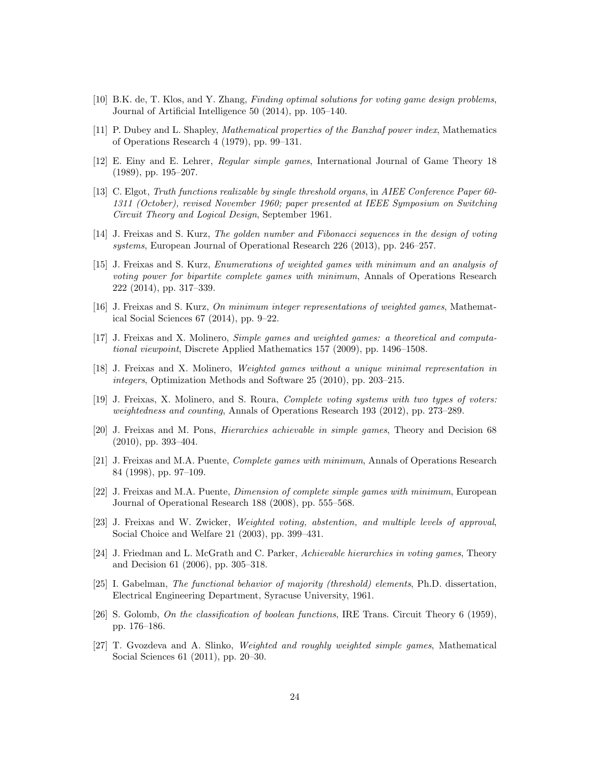[10] B.K. de, T. Klos, and Y. Zhang, *Finding optimal solutions for voting game design problems*, Journal of Artificial Intelligence 50 (2014), pp. 105–140.

[11] P. Dubey and L. Shapley, *Mathematical properties of the Banzhaf power index*, Mathematics of Operations Research 4 (1979), pp. 99–131.

[12] E. Einy and E. Lehrer, *Regular simple games*, International Journal of Game Theory 18 (1989), pp. 195–207.

[13] C. Elgot, *Truth functions realizable by single threshold organs*, in *AIEE Conference Paper 60-1311 (October), revised November 1960; paper presented at IEEE Symposium on Switching Circuit Theory and Logical Design*, September 1961.

[14] J. Freixas and S. Kurz, *The golden number and Fibonacci sequences in the design of voting systems*, European Journal of Operational Research 226 (2013), pp. 246–257.

[15] J. Freixas and S. Kurz, *Enumerations of weighted games with minimum and an analysis of voting power for bipartite complete games with minimum*, Annals of Operations Research 222 (2014), pp. 317–339.

[16] J. Freixas and S. Kurz, *On minimum integer representations of weighted games*, Mathematical Social Sciences 67 (2014), pp. 9–22.

[17] J. Freixas and X. Molinero, *Simple games and weighted games: a theoretical and computational viewpoint*, Discrete Applied Mathematics 157 (2009), pp. 1496–1508.

[18] J. Freixas and X. Molinero, *Weighted games without a unique minimal representation in integers*, Optimization Methods and Software 25 (2010), pp. 203–215.

[19] J. Freixas, X. Molinero, and S. Roura, *Complete voting systems with two types of voters: weightedness and counting*, Annals of Operations Research 193 (2012), pp. 273–289.

[20] J. Freixas and M. Pons, *Hierarchies achievable in simple games*, Theory and Decision 68 (2010), pp. 393–404.

[21] J. Freixas and M.A. Puente, *Complete games with minimum*, Annals of Operations Research 84 (1998), pp. 97–109.

[22] J. Freixas and M.A. Puente, *Dimension of complete simple games with minimum*, European Journal of Operational Research 188 (2008), pp. 555–568.

[23] J. Freixas and W. Zwicker, *Weighted voting, abstention, and multiple levels of approval*, Social Choice and Welfare 21 (2003), pp. 399–431.

[24] J. Friedman and L. McGrath and C. Parker, *Achievable hierarchies in voting games*, Theory and Decision 61 (2006), pp. 305–318.

[25] I. Gabelman, *The functional behavior of majority (threshold) elements*, Ph.D. dissertation, Electrical Engineering Department, Syracuse University, 1961.

[26] S. Golomb, *On the classification of boolean functions*, IRE Trans. Circuit Theory 6 (1959), pp. 176–186.

[27] T. Gvozdeva and A. Slinko, *Weighted and roughly weighted simple games*, Mathematical Social Sciences 61 (2011), pp. 20–30.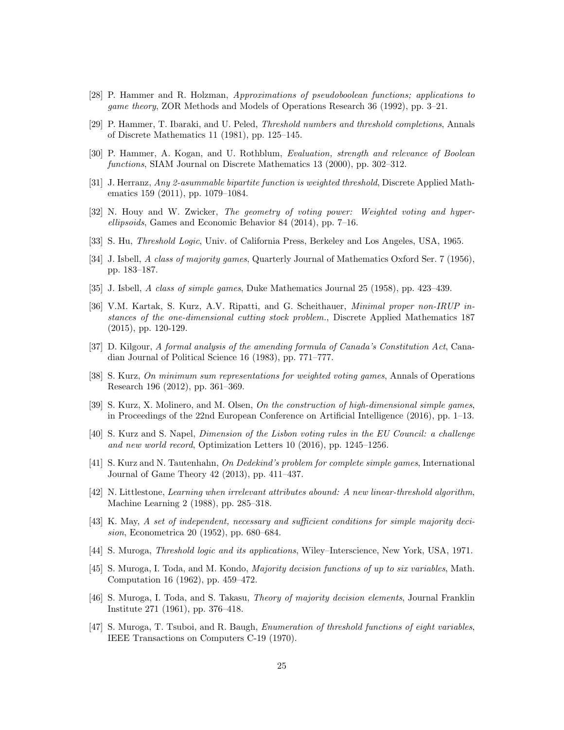[28] P. Hammer and R. Holzman, *Approximations of pseudoboolean functions; applications to game theory*, ZOR Methods and Models of Operations Research 36 (1992), pp. 3–21.

[29] P. Hammer, T. Ibaraki, and U. Peled, *Threshold numbers and threshold completions*, Annals of Discrete Mathematics 11 (1981), pp. 125–145.

[30] P. Hammer, A. Kogan, and U. Rothblum, *Evaluation, strength and relevance of Boolean functions*, SIAM Journal on Discrete Mathematics 13 (2000), pp. 302–312.

[31] J. Herranz, *Any 2-asummable bipartite function is weighted threshold*, Discrete Applied Mathematics 159 (2011), pp. 1079–1084.

[32] N. Houy and W. Zwicker, *The geometry of voting power: Weighted voting and hyper-ellipsoids*, Games and Economic Behavior 84 (2014), pp. 7–16.

[33] S. Hu, *Threshold Logic*, Univ. of California Press, Berkeley and Los Angeles, USA, 1965.

[34] J. Isbell, *A class of majority games*, Quarterly Journal of Mathematics Oxford Ser. 7 (1956), pp. 183–187.

[35] J. Isbell, *A class of simple games*, Duke Mathematics Journal 25 (1958), pp. 423–439.

[36] V.M. Kartak, S. Kurz, A.V. Ripatti, and G. Scheithauer, *Minimal proper non-IRUP instances of the one-dimensional cutting stock problem.*, Discrete Applied Mathematics 187 (2015), pp. 120-129.

[37] D. Kilgour, *A formal analysis of the amending formula of Canada's Constitution Act*, Canadian Journal of Political Science 16 (1983), pp. 771–777.

[38] S. Kurz, *On minimum sum representations for weighted voting games*, Annals of Operations Research 196 (2012), pp. 361–369.

[39] S. Kurz, X. Molinero, and M. Olsen, *On the construction of high-dimensional simple games*, in Proceedings of the 22nd European Conference on Artificial Intelligence (2016), pp. 1–13.

[40] S. Kurz and S. Napel, *Dimension of the Lisbon voting rules in the EU Council: a challenge and new world record*, Optimization Letters 10 (2016), pp. 1245–1256.

[41] S. Kurz and N. Tautenhahn, *On Dedekind's problem for complete simple games*, International Journal of Game Theory 42 (2013), pp. 411–437.

[42] N. Littlestone, *Learning when irrelevant attributes abound: A new linear-threshold algorithm*, Machine Learning 2 (1988), pp. 285–318.

[43] K. May, *A set of independent, necessary and sufficient conditions for simple majority decision*, Econometrica 20 (1952), pp. 680–684.

[44] S. Muroga, *Threshold logic and its applications*, Wiley–Interscience, New York, USA, 1971.

[45] S. Muroga, I. Toda, and M. Kondo, *Majority decision functions of up to six variables*, Math. Computation 16 (1962), pp. 459–472.

[46] S. Muroga, I. Toda, and S. Takasu, *Theory of majority decision elements*, Journal Franklin Institute 271 (1961), pp. 376–418.

[47] S. Muroga, T. Tsuboi, and R. Baugh, *Enumeration of threshold functions of eight variables*, IEEE Transactions on Computers C-19 (1970).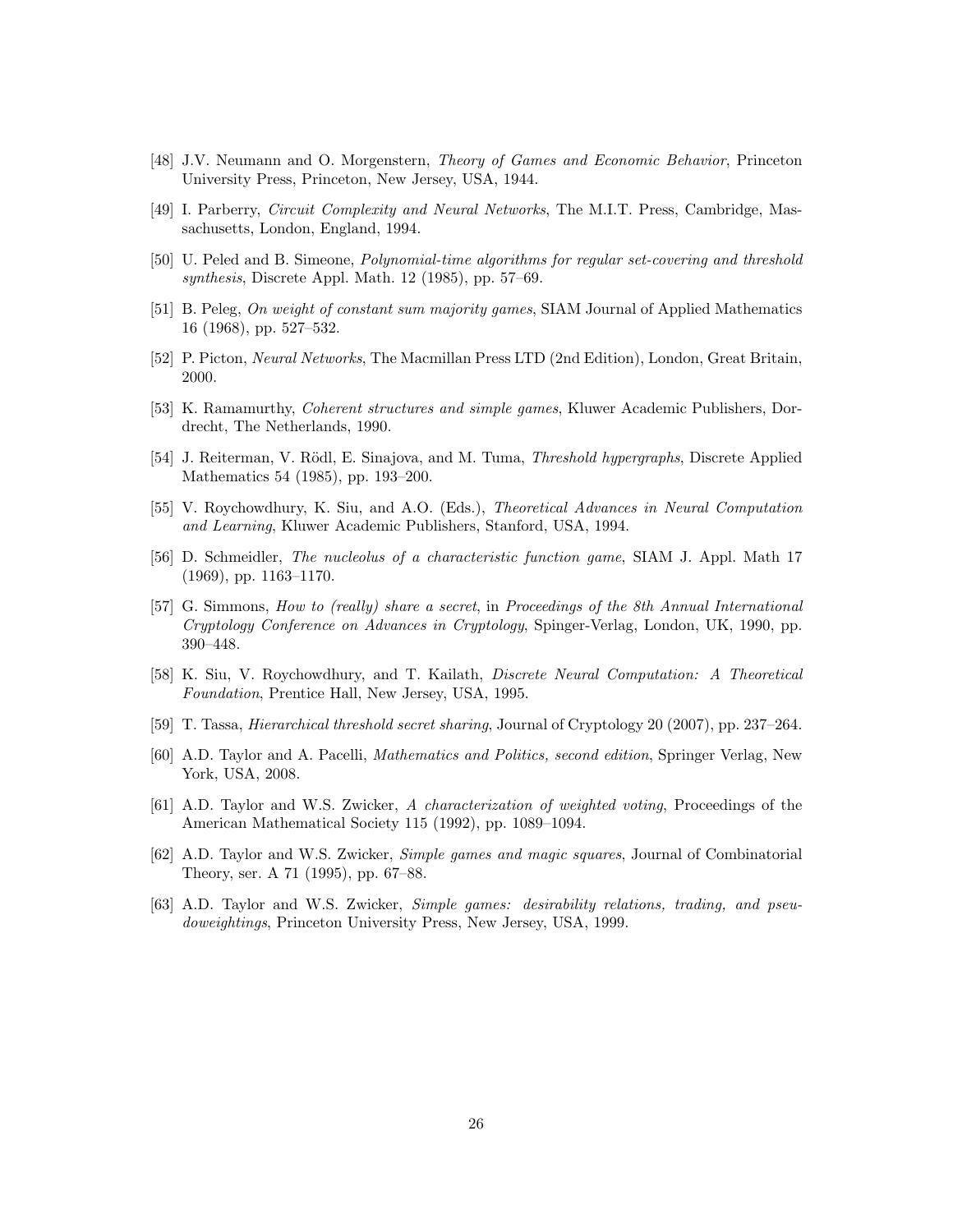[48] J.V. Neumann and O. Morgenstern, *Theory of Games and Economic Behavior*, Princeton University Press, Princeton, New Jersey, USA, 1944.

[49] I. Parberry, *Circuit Complexity and Neural Networks*, The M.I.T. Press, Cambridge, Massachusetts, London, England, 1994.

[50] U. Peled and B. Simeone, *Polynomial-time algorithms for regular set-covering and threshold synthesis*, Discrete Appl. Math. 12 (1985), pp. 57–69.

[51] B. Peleg, *On weight of constant sum majority games*, SIAM Journal of Applied Mathematics 16 (1968), pp. 527–532.

[52] P. Picton, *Neural Networks*, The Macmillan Press LTD (2nd Edition), London, Great Britain, 2000.

[53] K. Ramamurthy, *Coherent structures and simple games*, Kluwer Academic Publishers, Dordrecht, The Netherlands, 1990.

[54] J. Reiterman, V. Rödl, E. Sinajova, and M. Tuma, *Threshold hypergraphs*, Discrete Applied Mathematics 54 (1985), pp. 193–200.

[55] V. Roychowdhury, K. Siu, and A.O. (Eds.), *Theoretical Advances in Neural Computation and Learning*, Kluwer Academic Publishers, Stanford, USA, 1994.

[56] D. Schmeidler, *The nucleolus of a characteristic function game*, SIAM J. Appl. Math 17 (1969), pp. 1163–1170.

[57] G. Simmons, *How to (really) share a secret*, in *Proceedings of the 8th Annual International Cryptology Conference on Advances in Cryptology*, Spinger-Verlag, London, UK, 1990, pp. 390–448.

[58] K. Siu, V. Roychowdhury, and T. Kailath, *Discrete Neural Computation: A Theoretical Foundation*, Prentice Hall, New Jersey, USA, 1995.

[59] T. Tassa, *Hierarchical threshold secret sharing*, Journal of Cryptology 20 (2007), pp. 237–264.

[60] A.D. Taylor and A. Pacelli, *Mathematics and Politics, second edition*, Springer Verlag, New York, USA, 2008.

[61] A.D. Taylor and W.S. Zwicker, *A characterization of weighted voting*, Proceedings of the American Mathematical Society 115 (1992), pp. 1089–1094.

[62] A.D. Taylor and W.S. Zwicker, *Simple games and magic squares*, Journal of Combinatorial Theory, ser. A 71 (1995), pp. 67–88.

[63] A.D. Taylor and W.S. Zwicker, *Simple games: desirability relations, trading, and pseudoweightings*, Princeton University Press, New Jersey, USA, 1999.